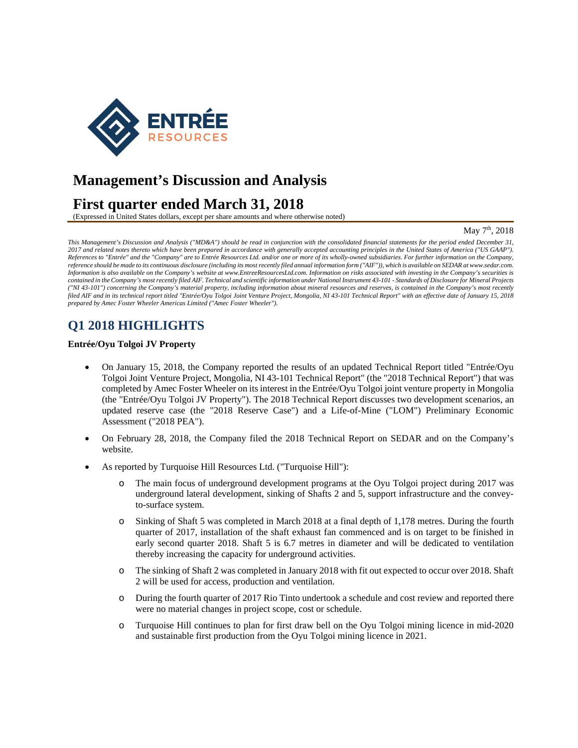# Management's Discussion and Analysis

# First quarter ended March 31, 2018

(Expressed in United States dollars, except per share amounts and where otherwise noted)

May 7th, 2018

*This Management's Discussion and Analysis ("MD&A") should be read in conjunction with the consolidated financial statements for the period ended December 31, 2017 and related notes thereto which have been prepared in accordance with generally accepted accounting principles in the United States of America ("US GAAP"). References to "Entrée" and the "Company" are to Entrée Resources Ltd. and/or one or more of its wholly-owned subsidiaries. For further information on the Company, reference should be made to its continuous disclosure (including its most recently filed annual information form ("AIF")), which is available on SEDAR at www.sedar.com. Information is also available on the Company's website at www.EntreeResourcesLtd.com. Information on risks associated with investing in the Company's securities is contained in the Company's most recently filed AIF. Technical and scientific information under National Instrument 43-101 - Standards of Disclosure for Mineral Projects ("NI 43-101") concerning the Company's material property, including information about mineral resources and reserves, is contained in the Company's most recently filed AIF and in its technical report titled "Entrée/Oyu Tolgoi Joint Venture Project, Mongolia, NI 43-101 Technical Report" with an effective date of January 15, 2018 prepared by Amec Foster Wheeler Americas Limited ("Amec Foster Wheeler").*

## Q1 2018 HIGHLIGHTS

**Entrée/Oyu Tolgoi JV Property**

- On January 15, 2018, the Company reported the results of an updated Technical Report titled "Entrée/Oyu Tolgoi Joint Venture Project, Mongolia, NI 43-101 Technical Report" (the "2018 Technical Report") that was completed by Amec Foster Wheeler on its interest in the Entrée/Oyu Tolgoi joint venture property in Mongolia (the "Entrée/Oyu Tolgoi JV Property"). The 2018 Technical Report discusses two development scenarios, an updated reserve case (the "2018 Reserve Case") and a Life-of-Mine ("LOM") Preliminary Economic Assessment ("2018 PEA").
- On February 28, 2018, the Company filed the 2018 Technical Report on SEDAR and on the Company's website.
- As reported by Turquoise Hill Resources Ltd. ("Turquoise Hill"):
  - The main focus of underground development programs at the Oyu Tolgoi project during 2017 was underground lateral development, sinking of Shafts 2 and 5, support infrastructure and the convey-to-surface system.
  - Sinking of Shaft 5 was completed in March 2018 at a final depth of 1,178 metres. During the fourth quarter of 2017, installation of the shaft exhaust fan commenced and is on target to be finished in early second quarter 2018. Shaft 5 is 6.7 metres in diameter and will be dedicated to ventilation thereby increasing the capacity for underground activities.
  - The sinking of Shaft 2 was completed in January 2018 with fit out expected to occur over 2018. Shaft 2 will be used for access, production and ventilation.
  - During the fourth quarter of 2017 Rio Tinto undertook a schedule and cost review and reported there were no material changes in project scope, cost or schedule.
  - Turquoise Hill continues to plan for first draw bell on the Oyu Tolgoi mining licence in mid-2020 and sustainable first production from the Oyu Tolgoi mining licence in 2021.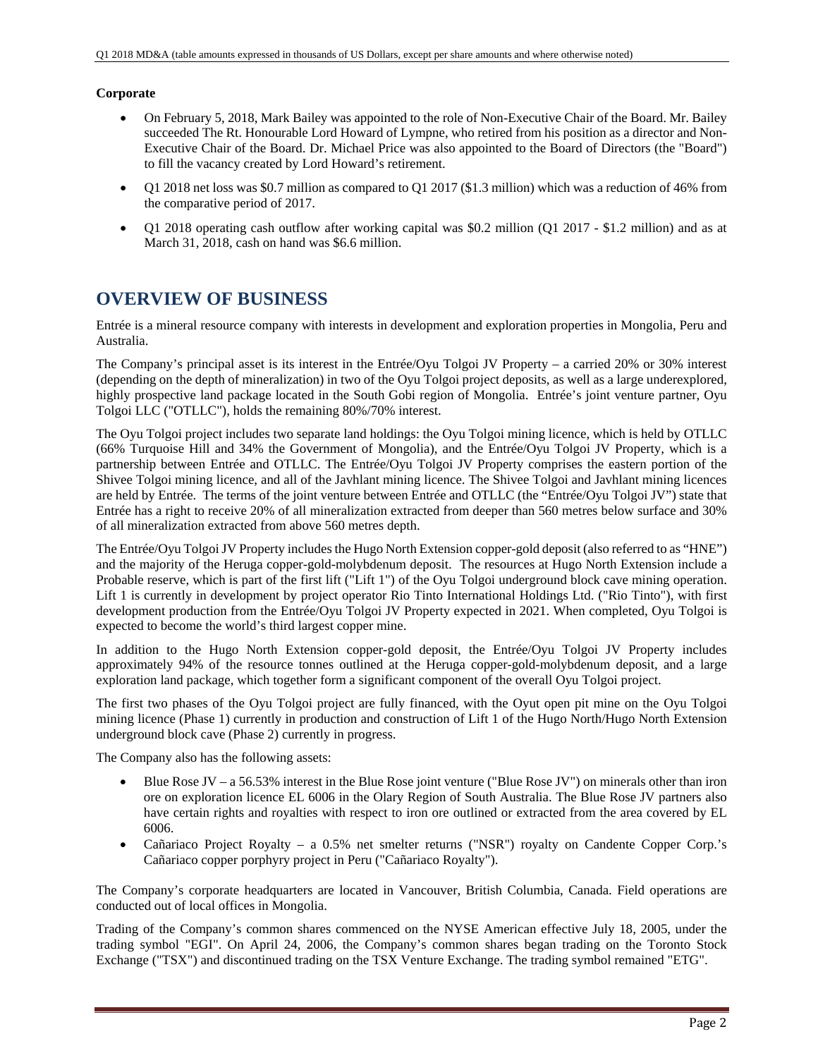**Corporate**

- On February 5, 2018, Mark Bailey was appointed to the role of Non-Executive Chair of the Board. Mr. Bailey succeeded The Rt. Honourable Lord Howard of Lympne, who retired from his position as a director and Non-Executive Chair of the Board. Dr. Michael Price was also appointed to the Board of Directors (the "Board") to fill the vacancy created by Lord Howard's retirement.
- Q1 2018 net loss was $0.7 million as compared to Q1 2017 ($1.3 million) which was a reduction of 46% from the comparative period of 2017.
- Q1 2018 operating cash outflow after working capital was $0.2 million (Q1 2017 - $1.2 million) and as at March 31, 2018, cash on hand was $6.6 million.

# OVERVIEW OF BUSINESS

Entrée is a mineral resource company with interests in development and exploration properties in Mongolia, Peru and Australia.

The Company's principal asset is its interest in the Entrée/Oyu Tolgoi JV Property – a carried 20% or 30% interest (depending on the depth of mineralization) in two of the Oyu Tolgoi project deposits, as well as a large underexplored, highly prospective land package located in the South Gobi region of Mongolia. Entrée's joint venture partner, Oyu Tolgoi LLC ("OTLLC"), holds the remaining 80%/70% interest.

The Oyu Tolgoi project includes two separate land holdings: the Oyu Tolgoi mining licence, which is held by OTLLC (66% Turquoise Hill and 34% the Government of Mongolia), and the Entrée/Oyu Tolgoi JV Property, which is a partnership between Entrée and OTLLC. The Entrée/Oyu Tolgoi JV Property comprises the eastern portion of the Shivee Tolgoi mining licence, and all of the Javhlant mining licence. The Shivee Tolgoi and Javhlant mining licences are held by Entrée. The terms of the joint venture between Entrée and OTLLC (the "Entrée/Oyu Tolgoi JV") state that Entrée has a right to receive 20% of all mineralization extracted from deeper than 560 metres below surface and 30% of all mineralization extracted from above 560 metres depth.

The Entrée/Oyu Tolgoi JV Property includes the Hugo North Extension copper-gold deposit (also referred to as "HNE") and the majority of the Heruga copper-gold-molybdenum deposit. The resources at Hugo North Extension include a Probable reserve, which is part of the first lift ("Lift 1") of the Oyu Tolgoi underground block cave mining operation. Lift 1 is currently in development by project operator Rio Tinto International Holdings Ltd. ("Rio Tinto"), with first development production from the Entrée/Oyu Tolgoi JV Property expected in 2021. When completed, Oyu Tolgoi is expected to become the world's third largest copper mine.

In addition to the Hugo North Extension copper-gold deposit, the Entrée/Oyu Tolgoi JV Property includes approximately 94% of the resource tonnes outlined at the Heruga copper-gold-molybdenum deposit, and a large exploration land package, which together form a significant component of the overall Oyu Tolgoi project.

The first two phases of the Oyu Tolgoi project are fully financed, with the Oyut open pit mine on the Oyu Tolgoi mining licence (Phase 1) currently in production and construction of Lift 1 of the Hugo North/Hugo North Extension underground block cave (Phase 2) currently in progress.

The Company also has the following assets:

- Blue Rose JV – a 56.53% interest in the Blue Rose joint venture ("Blue Rose JV") on minerals other than iron ore on exploration licence EL 6006 in the Olary Region of South Australia. The Blue Rose JV partners also have certain rights and royalties with respect to iron ore outlined or extracted from the area covered by EL 6006.
- Cañariaco Project Royalty – a 0.5% net smelter returns ("NSR") royalty on Candente Copper Corp.'s Cañariaco copper porphyry project in Peru ("Cañariaco Royalty").

The Company's corporate headquarters are located in Vancouver, British Columbia, Canada. Field operations are conducted out of local offices in Mongolia.

Trading of the Company's common shares commenced on the NYSE American effective July 18, 2005, under the trading symbol "EGI". On April 24, 2006, the Company's common shares began trading on the Toronto Stock Exchange ("TSX") and discontinued trading on the TSX Venture Exchange. The trading symbol remained "ETG".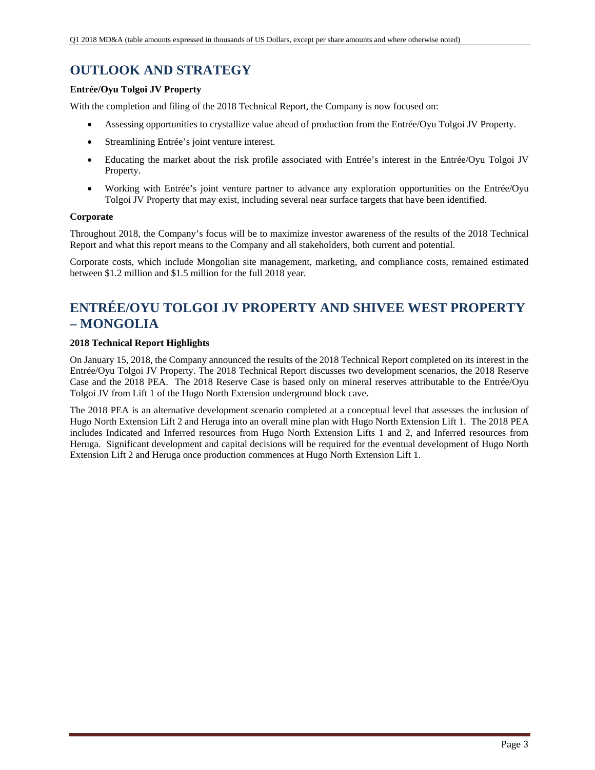## OUTLOOK AND STRATEGY

**Entrée/Oyu Tolgoi JV Property**

With the completion and filing of the 2018 Technical Report, the Company is now focused on:

- Assessing opportunities to crystallize value ahead of production from the Entrée/Oyu Tolgoi JV Property.
- Streamlining Entrée's joint venture interest.
- Educating the market about the risk profile associated with Entrée's interest in the Entrée/Oyu Tolgoi JV Property.
- Working with Entrée's joint venture partner to advance any exploration opportunities on the Entrée/Oyu Tolgoi JV Property that may exist, including several near surface targets that have been identified.

**Corporate**

Throughout 2018, the Company's focus will be to maximize investor awareness of the results of the 2018 Technical Report and what this report means to the Company and all stakeholders, both current and potential.

Corporate costs, which include Mongolian site management, marketing, and compliance costs, remained estimated between $1.2 million and $1.5 million for the full 2018 year.

## ENTRÉE/OYU TOLGOI JV PROPERTY AND SHIVEE WEST PROPERTY – MONGOLIA

**2018 Technical Report Highlights**

On January 15, 2018, the Company announced the results of the 2018 Technical Report completed on its interest in the Entrée/Oyu Tolgoi JV Property. The 2018 Technical Report discusses two development scenarios, the 2018 Reserve Case and the 2018 PEA. The 2018 Reserve Case is based only on mineral reserves attributable to the Entrée/Oyu Tolgoi JV from Lift 1 of the Hugo North Extension underground block cave.

The 2018 PEA is an alternative development scenario completed at a conceptual level that assesses the inclusion of Hugo North Extension Lift 2 and Heruga into an overall mine plan with Hugo North Extension Lift 1. The 2018 PEA includes Indicated and Inferred resources from Hugo North Extension Lifts 1 and 2, and Inferred resources from Heruga. Significant development and capital decisions will be required for the eventual development of Hugo North Extension Lift 2 and Heruga once production commences at Hugo North Extension Lift 1.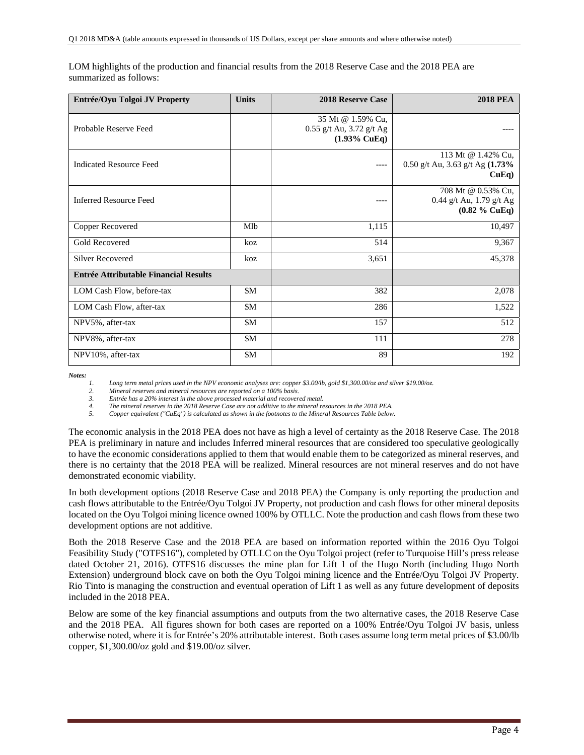LOM highlights of the production and financial results from the 2018 Reserve Case and the 2018 PEA are summarized as follows:

| Entrée/Oyu Tolgoi JV Property | Units | 2018 Reserve Case | 2018 PEA |
|---|---|---|---|
| Probable Reserve Feed | | 35 Mt @ 1.59% Cu, 0.55 g/t Au, 3.72 g/t Ag **(1.93% CuEq)** | ---- |
| Indicated Resource Feed | | ---- | 113 Mt @ 1.42% Cu, 0.50 g/t Au, 3.63 g/t Ag **(1.73% CuEq)** |
| Inferred Resource Feed | | ---- | 708 Mt @ 0.53% Cu, 0.44 g/t Au, 1.79 g/t Ag **(0.82 % CuEq)** |
| Copper Recovered | Mlb | 1,115 | 10,497 |
| Gold Recovered | koz | 514 | 9,367 |
| Silver Recovered | koz | 3,651 | 45,378 |
| **Entrée Attributable Financial Results** | | | |
| LOM Cash Flow, before-tax | $M | 382 | 2,078 |
| LOM Cash Flow, after-tax | $M | 286 | 1,522 |
| NPV5%, after-tax | $M | 157 | 512 |
| NPV8%, after-tax | $M | 111 | 278 |
| NPV10%, after-tax | $M | 89 | 192 |

***Notes:***

1. *Long term metal prices used in the NPV economic analyses are: copper $3.00/lb, gold $1,300.00/oz and silver $19.00/oz.*
2. *Mineral reserves and mineral resources are reported on a 100% basis.*
3. *Entrée has a 20% interest in the above processed material and recovered metal.*
4. *The mineral reserves in the 2018 Reserve Case are not additive to the mineral resources in the 2018 PEA.*
5. *Copper equivalent ("CuEq") is calculated as shown in the footnotes to the Mineral Resources Table below.*

The economic analysis in the 2018 PEA does not have as high a level of certainty as the 2018 Reserve Case. The 2018 PEA is preliminary in nature and includes Inferred mineral resources that are considered too speculative geologically to have the economic considerations applied to them that would enable them to be categorized as mineral reserves, and there is no certainty that the 2018 PEA will be realized. Mineral resources are not mineral reserves and do not have demonstrated economic viability.

In both development options (2018 Reserve Case and 2018 PEA) the Company is only reporting the production and cash flows attributable to the Entrée/Oyu Tolgoi JV Property, not production and cash flows for other mineral deposits located on the Oyu Tolgoi mining licence owned 100% by OTLLC. Note the production and cash flows from these two development options are not additive.

Both the 2018 Reserve Case and the 2018 PEA are based on information reported within the 2016 Oyu Tolgoi Feasibility Study ("OTFS16"), completed by OTLLC on the Oyu Tolgoi project (refer to Turquoise Hill's press release dated October 21, 2016). OTFS16 discusses the mine plan for Lift 1 of the Hugo North (including Hugo North Extension) underground block cave on both the Oyu Tolgoi mining licence and the Entrée/Oyu Tolgoi JV Property. Rio Tinto is managing the construction and eventual operation of Lift 1 as well as any future development of deposits included in the 2018 PEA.

Below are some of the key financial assumptions and outputs from the two alternative cases, the 2018 Reserve Case and the 2018 PEA. All figures shown for both cases are reported on a 100% Entrée/Oyu Tolgoi JV basis, unless otherwise noted, where it is for Entrée's 20% attributable interest. Both cases assume long term metal prices of $3.00/lb copper, $1,300.00/oz gold and $19.00/oz silver.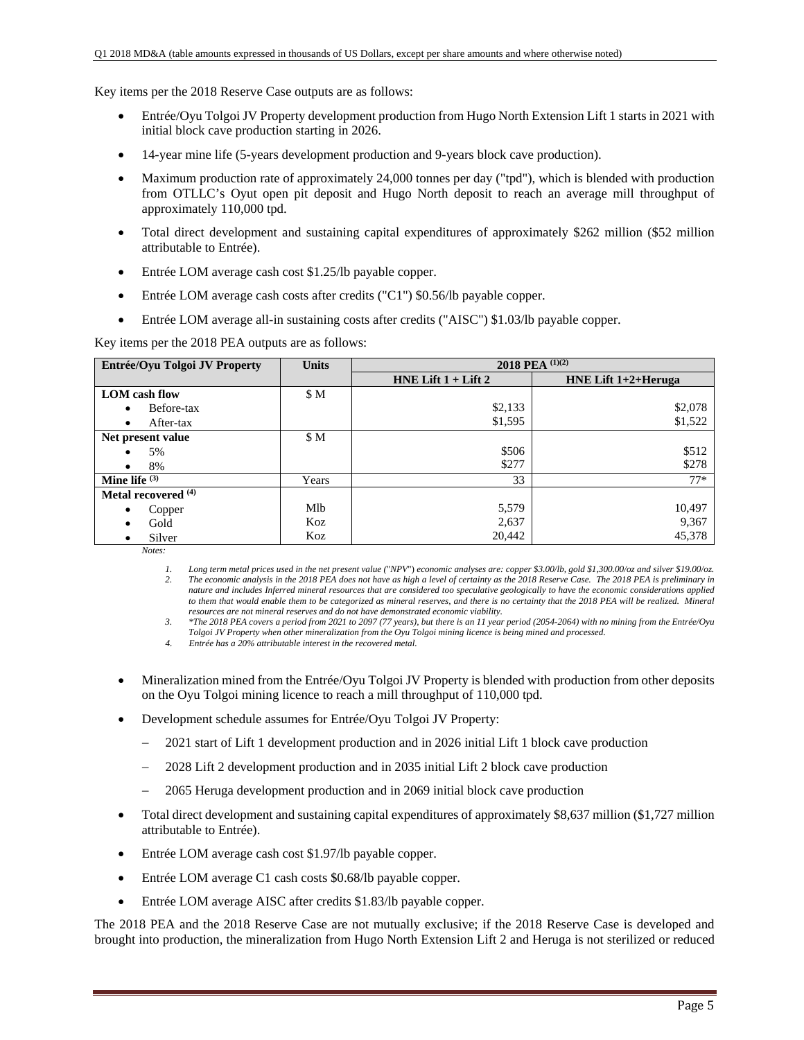Key items per the 2018 Reserve Case outputs are as follows:

- Entrée/Oyu Tolgoi JV Property development production from Hugo North Extension Lift 1 starts in 2021 with initial block cave production starting in 2026.
- 14-year mine life (5-years development production and 9-years block cave production).
- Maximum production rate of approximately 24,000 tonnes per day ("tpd"), which is blended with production from OTLLC's Oyut open pit deposit and Hugo North deposit to reach an average mill throughput of approximately 110,000 tpd.
- Total direct development and sustaining capital expenditures of approximately $262 million ($52 million attributable to Entrée).
- Entrée LOM average cash cost $1.25/lb payable copper.
- Entrée LOM average cash costs after credits ("C1") $0.56/lb payable copper.
- Entrée LOM average all-in sustaining costs after credits ("AISC") $1.03/lb payable copper.

Key items per the 2018 PEA outputs are as follows:

| Entrée/Oyu Tolgoi JV Property | Units | 2018 PEA (1)(2) | |
|---|---|---|---|
| | | HNE Lift 1 + Lift 2 | HNE Lift 1+2+Heruga |
| **LOM cash flow** | $ M | | |
| • Before-tax | | $2,133 | $2,078 |
| • After-tax | | $1,595 | $1,522 |
| **Net present value** | $ M | | |
| • 5% | | $506 | $512 |
| • 8% | | $277 | $278 |
| **Mine life (3)** | Years | 33 | 77* |
| **Metal recovered (4)** | | | |
| • Copper | Mlb | 5,579 | 10,497 |
| • Gold | Koz | 2,637 | 9,367 |
| • Silver | Koz | 20,442 | 45,378 |

*Notes:*

1. *Long term metal prices used in the net present value ("NPV") economic analyses are: copper $3.00/lb, gold $1,300.00/oz and silver $19.00/oz.*
2. *The economic analysis in the 2018 PEA does not have as high a level of certainty as the 2018 Reserve Case. The 2018 PEA is preliminary in nature and includes Inferred mineral resources that are considered too speculative geologically to have the economic considerations applied to them that would enable them to be categorized as mineral reserves, and there is no certainty that the 2018 PEA will be realized. Mineral resources are not mineral reserves and do not have demonstrated economic viability.*
3. *\*The 2018 PEA covers a period from 2021 to 2097 (77 years), but there is an 11 year period (2054-2064) with no mining from the Entrée/Oyu Tolgoi JV Property when other mineralization from the Oyu Tolgoi mining licence is being mined and processed.*
4. *Entrée has a 20% attributable interest in the recovered metal.*

- Mineralization mined from the Entrée/Oyu Tolgoi JV Property is blended with production from other deposits on the Oyu Tolgoi mining licence to reach a mill throughput of 110,000 tpd.
- Development schedule assumes for Entrée/Oyu Tolgoi JV Property:
  - 2021 start of Lift 1 development production and in 2026 initial Lift 1 block cave production
  - 2028 Lift 2 development production and in 2035 initial Lift 2 block cave production
  - 2065 Heruga development production and in 2069 initial block cave production
- Total direct development and sustaining capital expenditures of approximately $8,637 million ($1,727 million attributable to Entrée).
- Entrée LOM average cash cost $1.97/lb payable copper.
- Entrée LOM average C1 cash costs $0.68/lb payable copper.
- Entrée LOM average AISC after credits $1.83/lb payable copper.

The 2018 PEA and the 2018 Reserve Case are not mutually exclusive; if the 2018 Reserve Case is developed and brought into production, the mineralization from Hugo North Extension Lift 2 and Heruga is not sterilized or reduced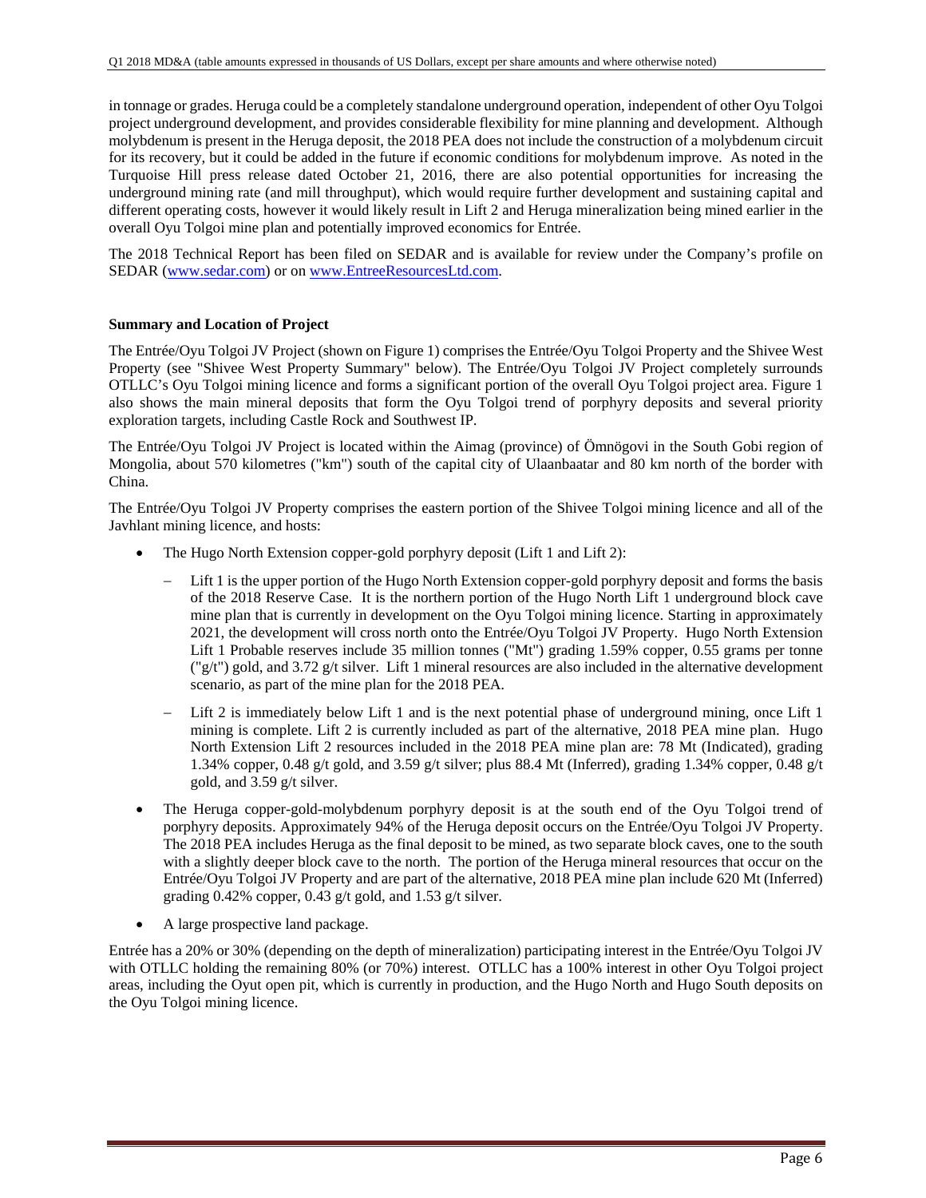in tonnage or grades. Heruga could be a completely standalone underground operation, independent of other Oyu Tolgoi project underground development, and provides considerable flexibility for mine planning and development. Although molybdenum is present in the Heruga deposit, the 2018 PEA does not include the construction of a molybdenum circuit for its recovery, but it could be added in the future if economic conditions for molybdenum improve. As noted in the Turquoise Hill press release dated October 21, 2016, there are also potential opportunities for increasing the underground mining rate (and mill throughput), which would require further development and sustaining capital and different operating costs, however it would likely result in Lift 2 and Heruga mineralization being mined earlier in the overall Oyu Tolgoi mine plan and potentially improved economics for Entrée.

The 2018 Technical Report has been filed on SEDAR and is available for review under the Company's profile on SEDAR (www.sedar.com) or on www.EntreeResourcesLtd.com.

**Summary and Location of Project**

The Entrée/Oyu Tolgoi JV Project (shown on Figure 1) comprises the Entrée/Oyu Tolgoi Property and the Shivee West Property (see "Shivee West Property Summary" below). The Entrée/Oyu Tolgoi JV Project completely surrounds OTLLC's Oyu Tolgoi mining licence and forms a significant portion of the overall Oyu Tolgoi project area. Figure 1 also shows the main mineral deposits that form the Oyu Tolgoi trend of porphyry deposits and several priority exploration targets, including Castle Rock and Southwest IP.

The Entrée/Oyu Tolgoi JV Project is located within the Aimag (province) of Ömnögovi in the South Gobi region of Mongolia, about 570 kilometres ("km") south of the capital city of Ulaanbaatar and 80 km north of the border with China.

The Entrée/Oyu Tolgoi JV Property comprises the eastern portion of the Shivee Tolgoi mining licence and all of the Javhlant mining licence, and hosts:

- The Hugo North Extension copper-gold porphyry deposit (Lift 1 and Lift 2):
  - Lift 1 is the upper portion of the Hugo North Extension copper-gold porphyry deposit and forms the basis of the 2018 Reserve Case. It is the northern portion of the Hugo North Lift 1 underground block cave mine plan that is currently in development on the Oyu Tolgoi mining licence. Starting in approximately 2021, the development will cross north onto the Entrée/Oyu Tolgoi JV Property. Hugo North Extension Lift 1 Probable reserves include 35 million tonnes ("Mt") grading 1.59% copper, 0.55 grams per tonne ("g/t") gold, and 3.72 g/t silver. Lift 1 mineral resources are also included in the alternative development scenario, as part of the mine plan for the 2018 PEA.
  - Lift 2 is immediately below Lift 1 and is the next potential phase of underground mining, once Lift 1 mining is complete. Lift 2 is currently included as part of the alternative, 2018 PEA mine plan. Hugo North Extension Lift 2 resources included in the 2018 PEA mine plan are: 78 Mt (Indicated), grading 1.34% copper, 0.48 g/t gold, and 3.59 g/t silver; plus 88.4 Mt (Inferred), grading 1.34% copper, 0.48 g/t gold, and 3.59 g/t silver.
- The Heruga copper-gold-molybdenum porphyry deposit is at the south end of the Oyu Tolgoi trend of porphyry deposits. Approximately 94% of the Heruga deposit occurs on the Entrée/Oyu Tolgoi JV Property. The 2018 PEA includes Heruga as the final deposit to be mined, as two separate block caves, one to the south with a slightly deeper block cave to the north. The portion of the Heruga mineral resources that occur on the Entrée/Oyu Tolgoi JV Property and are part of the alternative, 2018 PEA mine plan include 620 Mt (Inferred) grading 0.42% copper, 0.43 g/t gold, and 1.53 g/t silver.
- A large prospective land package.

Entrée has a 20% or 30% (depending on the depth of mineralization) participating interest in the Entrée/Oyu Tolgoi JV with OTLLC holding the remaining 80% (or 70%) interest. OTLLC has a 100% interest in other Oyu Tolgoi project areas, including the Oyut open pit, which is currently in production, and the Hugo North and Hugo South deposits on the Oyu Tolgoi mining licence.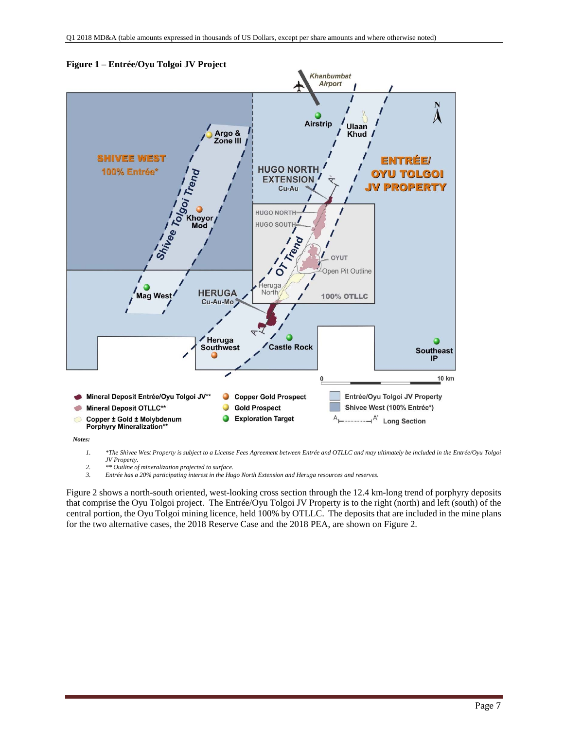**Figure 1 – Entrée/Oyu Tolgoi JV Project**

*Notes:*

1. *\*The Shivee West Property is subject to a License Fees Agreement between Entrée and OTLLC and may ultimately be included in the Entrée/Oyu Tolgoi JV Property.*
2. *\*\* Outline of mineralization projected to surface.*
3. *Entrée has a 20% participating interest in the Hugo North Extension and Heruga resources and reserves.*

Figure 2 shows a north-south oriented, west-looking cross section through the 12.4 km-long trend of porphyry deposits that comprise the Oyu Tolgoi project. The Entrée/Oyu Tolgoi JV Property is to the right (north) and left (south) of the central portion, the Oyu Tolgoi mining licence, held 100% by OTLLC. The deposits that are included in the mine plans for the two alternative cases, the 2018 Reserve Case and the 2018 PEA, are shown on Figure 2.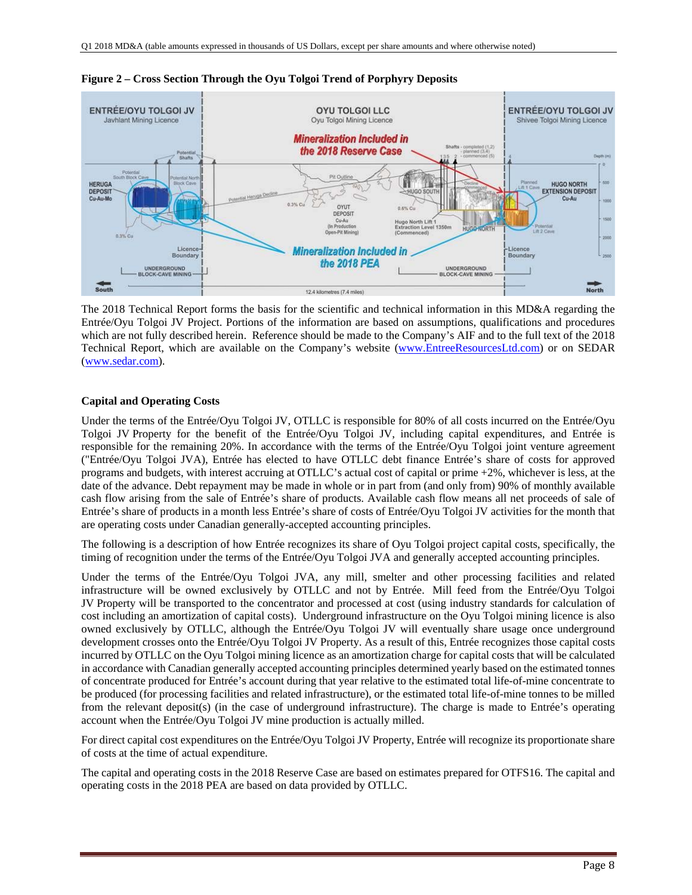**Figure 2 – Cross Section Through the Oyu Tolgoi Trend of Porphyry Deposits**

The 2018 Technical Report forms the basis for the scientific and technical information in this MD&A regarding the Entrée/Oyu Tolgoi JV Project. Portions of the information are based on assumptions, qualifications and procedures which are not fully described herein. Reference should be made to the Company's AIF and to the full text of the 2018 Technical Report, which are available on the Company's website (www.EntreeResourcesLtd.com) or on SEDAR (www.sedar.com).

### Capital and Operating Costs

Under the terms of the Entrée/Oyu Tolgoi JV, OTLLC is responsible for 80% of all costs incurred on the Entrée/Oyu Tolgoi JV Property for the benefit of the Entrée/Oyu Tolgoi JV, including capital expenditures, and Entrée is responsible for the remaining 20%. In accordance with the terms of the Entrée/Oyu Tolgoi joint venture agreement ("Entrée/Oyu Tolgoi JVA), Entrée has elected to have OTLLC debt finance Entrée's share of costs for approved programs and budgets, with interest accruing at OTLLC's actual cost of capital or prime +2%, whichever is less, at the date of the advance. Debt repayment may be made in whole or in part from (and only from) 90% of monthly available cash flow arising from the sale of Entrée's share of products. Available cash flow means all net proceeds of sale of Entrée's share of products in a month less Entrée's share of costs of Entrée/Oyu Tolgoi JV activities for the month that are operating costs under Canadian generally-accepted accounting principles.

The following is a description of how Entrée recognizes its share of Oyu Tolgoi project capital costs, specifically, the timing of recognition under the terms of the Entrée/Oyu Tolgoi JVA and generally accepted accounting principles.

Under the terms of the Entrée/Oyu Tolgoi JVA, any mill, smelter and other processing facilities and related infrastructure will be owned exclusively by OTLLC and not by Entrée. Mill feed from the Entrée/Oyu Tolgoi JV Property will be transported to the concentrator and processed at cost (using industry standards for calculation of cost including an amortization of capital costs). Underground infrastructure on the Oyu Tolgoi mining licence is also owned exclusively by OTLLC, although the Entrée/Oyu Tolgoi JV will eventually share usage once underground development crosses onto the Entrée/Oyu Tolgoi JV Property. As a result of this, Entrée recognizes those capital costs incurred by OTLLC on the Oyu Tolgoi mining licence as an amortization charge for capital costs that will be calculated in accordance with Canadian generally accepted accounting principles determined yearly based on the estimated tonnes of concentrate produced for Entrée's account during that year relative to the estimated total life-of-mine concentrate to be produced (for processing facilities and related infrastructure), or the estimated total life-of-mine tonnes to be milled from the relevant deposit(s) (in the case of underground infrastructure). The charge is made to Entrée's operating account when the Entrée/Oyu Tolgoi JV mine production is actually milled.

For direct capital cost expenditures on the Entrée/Oyu Tolgoi JV Property, Entrée will recognize its proportionate share of costs at the time of actual expenditure.

The capital and operating costs in the 2018 Reserve Case are based on estimates prepared for OTFS16. The capital and operating costs in the 2018 PEA are based on data provided by OTLLC.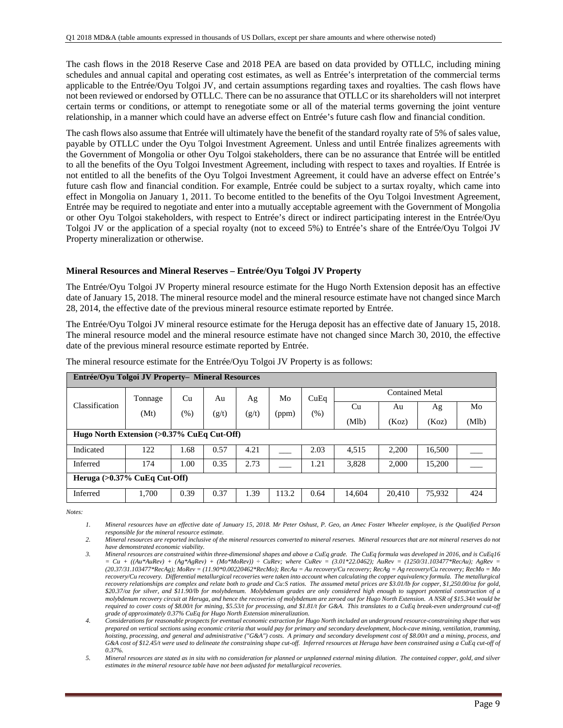The cash flows in the 2018 Reserve Case and 2018 PEA are based on data provided by OTLLC, including mining schedules and annual capital and operating cost estimates, as well as Entrée's interpretation of the commercial terms applicable to the Entrée/Oyu Tolgoi JV, and certain assumptions regarding taxes and royalties. The cash flows have not been reviewed or endorsed by OTLLC. There can be no assurance that OTLLC or its shareholders will not interpret certain terms or conditions, or attempt to renegotiate some or all of the material terms governing the joint venture relationship, in a manner which could have an adverse effect on Entrée's future cash flow and financial condition.

The cash flows also assume that Entrée will ultimately have the benefit of the standard royalty rate of 5% of sales value, payable by OTLLC under the Oyu Tolgoi Investment Agreement. Unless and until Entrée finalizes agreements with the Government of Mongolia or other Oyu Tolgoi stakeholders, there can be no assurance that Entrée will be entitled to all the benefits of the Oyu Tolgoi Investment Agreement, including with respect to taxes and royalties. If Entrée is not entitled to all the benefits of the Oyu Tolgoi Investment Agreement, it could have an adverse effect on Entrée's future cash flow and financial condition. For example, Entrée could be subject to a surtax royalty, which came into effect in Mongolia on January 1, 2011. To become entitled to the benefits of the Oyu Tolgoi Investment Agreement, Entrée may be required to negotiate and enter into a mutually acceptable agreement with the Government of Mongolia or other Oyu Tolgoi stakeholders, with respect to Entrée's direct or indirect participating interest in the Entrée/Oyu Tolgoi JV or the application of a special royalty (not to exceed 5%) to Entrée's share of the Entrée/Oyu Tolgoi JV Property mineralization or otherwise.

### Mineral Resources and Mineral Reserves – Entrée/Oyu Tolgoi JV Property

The Entrée/Oyu Tolgoi JV Property mineral resource estimate for the Hugo North Extension deposit has an effective date of January 15, 2018. The mineral resource model and the mineral resource estimate have not changed since March 28, 2014, the effective date of the previous mineral resource estimate reported by Entrée.

The Entrée/Oyu Tolgoi JV mineral resource estimate for the Heruga deposit has an effective date of January 15, 2018. The mineral resource model and the mineral resource estimate have not changed since March 30, 2010, the effective date of the previous mineral resource estimate reported by Entrée.

The mineral resource estimate for the Entrée/Oyu Tolgoi JV Property is as follows:

| **Entrée/Oyu Tolgoi JV Property– Mineral Resources** | | | | | | | | | | |
|---|---|---|---|---|---|---|---|---|---|---|
| Classification | Tonnage (Mt) | Cu (%) | Au (g/t) | Ag (g/t) | Mo (ppm) | CuEq (%) | Contained Metal | | | |
| | | | | | | | Cu (Mlb) | Au (Koz) | Ag (Koz) | Mo (Mlb) |
| **Hugo North Extension (>0.37% CuEq Cut-Off)** | | | | | | | | | | |
| Indicated | 122 | 1.68 | 0.57 | 4.21 | ___ | 2.03 | 4,515 | 2,200 | 16,500 | ___ |
| Inferred | 174 | 1.00 | 0.35 | 2.73 | ___ | 1.21 | 3,828 | 2,000 | 15,200 | ___ |
| **Heruga (>0.37% CuEq Cut-Off)** | | | | | | | | | | |
| Inferred | 1,700 | 0.39 | 0.37 | 1.39 | 113.2 | 0.64 | 14,604 | 20,410 | 75,932 | 424 |

*Notes:*

1. *Mineral resources have an effective date of January 15, 2018. Mr Peter Oshust, P. Geo, an Amec Foster Wheeler employee, is the Qualified Person responsible for the mineral resource estimate.*
2. *Mineral resources are reported inclusive of the mineral resources converted to mineral reserves. Mineral resources that are not mineral reserves do not have demonstrated economic viability.*
3. *Mineral resources are constrained within three-dimensional shapes and above a CuEq grade. The CuEq formula was developed in 2016, and is CuEq16 = Cu + ((Au\*AuRev) + (Ag\*AgRev) + (Mo\*MoRev)) ÷ CuRev; where CuRev = (3.01\*22.0462); AuRev = (1250/31.103477\*RecAu); AgRev = (20.37/31.103477\*RecAg); MoRev = (11.90\*0.00220462\*RecMo); RecAu = Au recovery/Cu recovery; RecAg = Ag recovery/Cu recovery; RecMo = Mo recovery/Cu recovery. Differential metallurgical recoveries were taken into account when calculating the copper equivalency formula. The metallurgical recovery relationships are complex and relate both to grade and Cu:S ratios. The assumed metal prices are $3.01/lb for copper, $1,250.00/oz for gold, $20.37/oz for silver, and $11.90/lb for molybdenum. Molybdenum grades are only considered high enough to support potential construction of a molybdenum recovery circuit at Heruga, and hence the recoveries of molybdenum are zeroed out for Hugo North Extension. A NSR of $15.34/t would be required to cover costs of $8.00/t for mining, $5.53/t for processing, and $1.81/t for G&A. This translates to a CuEq break-even underground cut-off grade of approximately 0.37% CuEq for Hugo North Extension mineralization.*
4. *Considerations for reasonable prospects for eventual economic extraction for Hugo North included an underground resource-constraining shape that was prepared on vertical sections using economic criteria that would pay for primary and secondary development, block-cave mining, ventilation, tramming, hoisting, processing, and general and administrative ("G&A") costs. A primary and secondary development cost of $8.00/t and a mining, process, and G&A cost of $12.45/t were used to delineate the constraining shape cut-off. Inferred resources at Heruga have been constrained using a CuEq cut-off of 0.37%.*
5. *Mineral resources are stated as in situ with no consideration for planned or unplanned external mining dilution. The contained copper, gold, and silver estimates in the mineral resource table have not been adjusted for metallurgical recoveries.*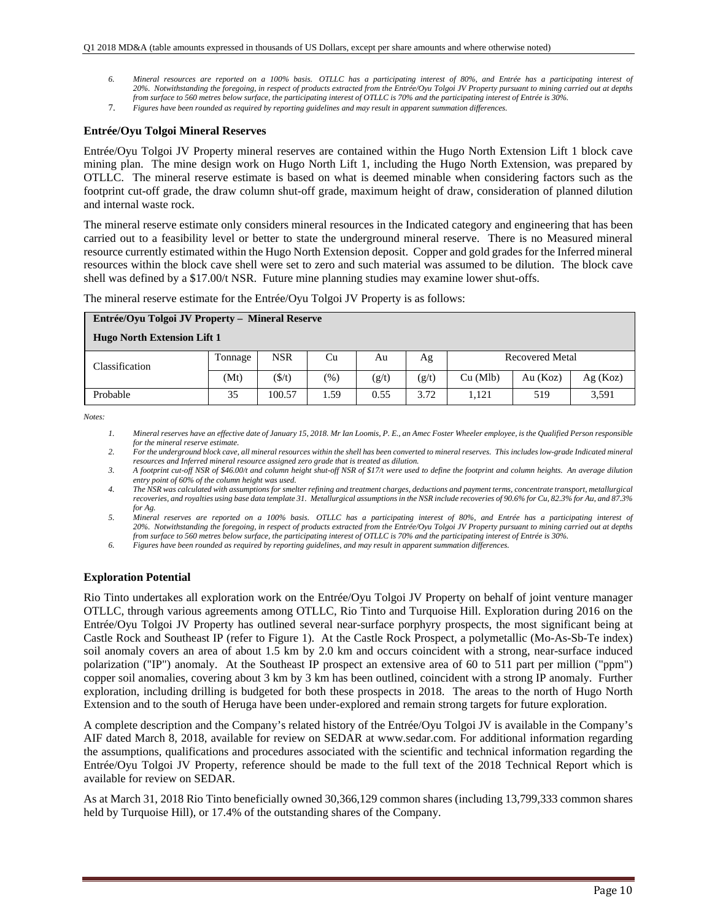6. *Mineral resources are reported on a 100% basis. OTLLC has a participating interest of 80%, and Entrée has a participating interest of 20%. Notwithstanding the foregoing, in respect of products extracted from the Entrée/Oyu Tolgoi JV Property pursuant to mining carried out at depths from surface to 560 metres below surface, the participating interest of OTLLC is 70% and the participating interest of Entrée is 30%.*
7. *Figures have been rounded as required by reporting guidelines and may result in apparent summation differences.*

### Entrée/Oyu Tolgoi Mineral Reserves

Entrée/Oyu Tolgoi JV Property mineral reserves are contained within the Hugo North Extension Lift 1 block cave mining plan. The mine design work on Hugo North Lift 1, including the Hugo North Extension, was prepared by OTLLC. The mineral reserve estimate is based on what is deemed minable when considering factors such as the footprint cut-off grade, the draw column shut-off grade, maximum height of draw, consideration of planned dilution and internal waste rock.

The mineral reserve estimate only considers mineral resources in the Indicated category and engineering that has been carried out to a feasibility level or better to state the underground mineral reserve. There is no Measured mineral resource currently estimated within the Hugo North Extension deposit. Copper and gold grades for the Inferred mineral resources within the block cave shell were set to zero and such material was assumed to be dilution. The block cave shell was defined by a $17.00/t NSR. Future mine planning studies may examine lower shut-offs.

The mineral reserve estimate for the Entrée/Oyu Tolgoi JV Property is as follows:

| **Entrée/Oyu Tolgoi JV Property – Mineral Reserve**<br>**Hugo North Extension Lift 1** | | | | | | | | |
|---|---|---|---|---|---|---|---|---|
| Classification | Tonnage | NSR | Cu | Au | Ag | Recovered Metal | | |
| | (Mt) | ($/t) | (%) | (g/t) | (g/t) | Cu (Mlb) | Au (Koz) | Ag (Koz) |
| Probable | 35 | 100.57 | 1.59 | 0.55 | 3.72 | 1,121 | 519 | 3,591 |

*Notes:*

1. *Mineral reserves have an effective date of January 15, 2018. Mr Ian Loomis, P. E., an Amec Foster Wheeler employee, is the Qualified Person responsible for the mineral reserve estimate.*
2. *For the underground block cave, all mineral resources within the shell has been converted to mineral reserves. This includes low-grade Indicated mineral resources and Inferred mineral resource assigned zero grade that is treated as dilution.*
3. *A footprint cut-off NSR of $46.00/t and column height shut-off NSR of $17/t were used to define the footprint and column heights. An average dilution entry point of 60% of the column height was used.*
4. *The NSR was calculated with assumptions for smelter refining and treatment charges, deductions and payment terms, concentrate transport, metallurgical recoveries, and royalties using base data template 31. Metallurgical assumptions in the NSR include recoveries of 90.6% for Cu, 82.3% for Au, and 87.3% for Ag.*
5. *Mineral reserves are reported on a 100% basis. OTLLC has a participating interest of 80%, and Entrée has a participating interest of 20%. Notwithstanding the foregoing, in respect of products extracted from the Entrée/Oyu Tolgoi JV Property pursuant to mining carried out at depths from surface to 560 metres below surface, the participating interest of OTLLC is 70% and the participating interest of Entrée is 30%.*
6. *Figures have been rounded as required by reporting guidelines, and may result in apparent summation differences.*

### Exploration Potential

Rio Tinto undertakes all exploration work on the Entrée/Oyu Tolgoi JV Property on behalf of joint venture manager OTLLC, through various agreements among OTLLC, Rio Tinto and Turquoise Hill. Exploration during 2016 on the Entrée/Oyu Tolgoi JV Property has outlined several near-surface porphyry prospects, the most significant being at Castle Rock and Southeast IP (refer to Figure 1). At the Castle Rock Prospect, a polymetallic (Mo-As-Sb-Te index) soil anomaly covers an area of about 1.5 km by 2.0 km and occurs coincident with a strong, near-surface induced polarization ("IP") anomaly. At the Southeast IP prospect an extensive area of 60 to 511 part per million ("ppm") copper soil anomalies, covering about 3 km by 3 km has been outlined, coincident with a strong IP anomaly. Further exploration, including drilling is budgeted for both these prospects in 2018. The areas to the north of Hugo North Extension and to the south of Heruga have been under-explored and remain strong targets for future exploration.

A complete description and the Company's related history of the Entrée/Oyu Tolgoi JV is available in the Company's AIF dated March 8, 2018, available for review on SEDAR at www.sedar.com. For additional information regarding the assumptions, qualifications and procedures associated with the scientific and technical information regarding the Entrée/Oyu Tolgoi JV Property, reference should be made to the full text of the 2018 Technical Report which is available for review on SEDAR.

As at March 31, 2018 Rio Tinto beneficially owned 30,366,129 common shares (including 13,799,333 common shares held by Turquoise Hill), or 17.4% of the outstanding shares of the Company.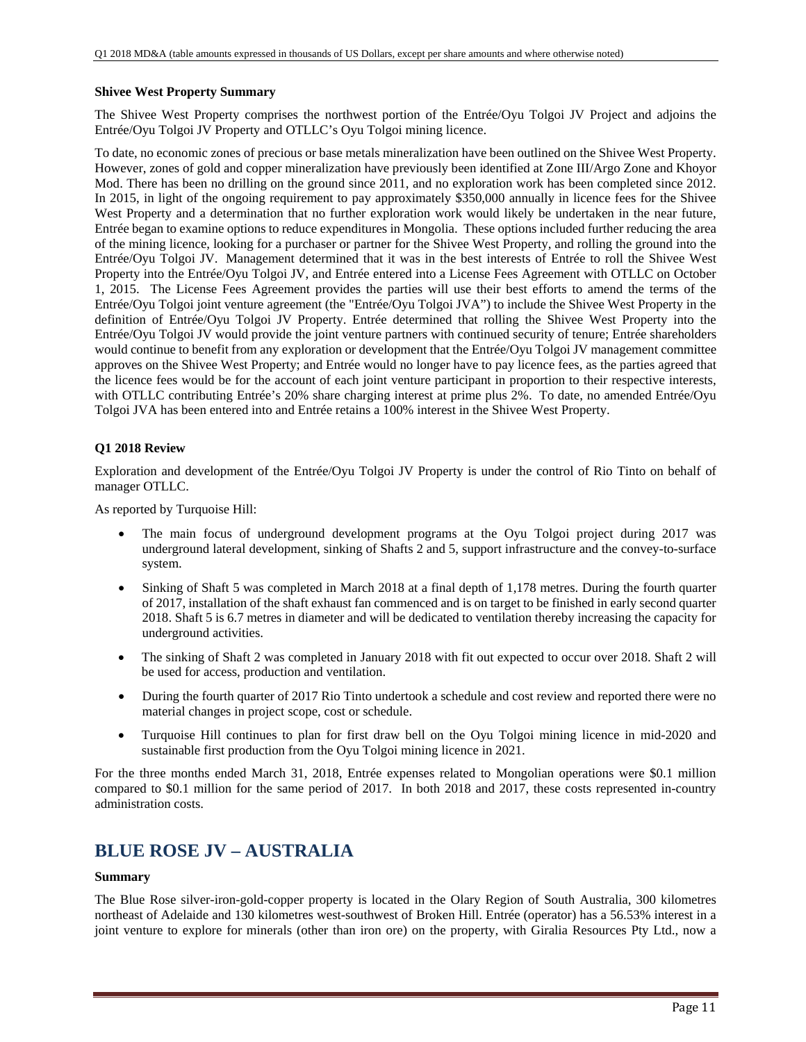**Shivee West Property Summary**

The Shivee West Property comprises the northwest portion of the Entrée/Oyu Tolgoi JV Project and adjoins the Entrée/Oyu Tolgoi JV Property and OTLLC's Oyu Tolgoi mining licence.

To date, no economic zones of precious or base metals mineralization have been outlined on the Shivee West Property. However, zones of gold and copper mineralization have previously been identified at Zone III/Argo Zone and Khoyor Mod. There has been no drilling on the ground since 2011, and no exploration work has been completed since 2012. In 2015, in light of the ongoing requirement to pay approximately $350,000 annually in licence fees for the Shivee West Property and a determination that no further exploration work would likely be undertaken in the near future, Entrée began to examine options to reduce expenditures in Mongolia. These options included further reducing the area of the mining licence, looking for a purchaser or partner for the Shivee West Property, and rolling the ground into the Entrée/Oyu Tolgoi JV. Management determined that it was in the best interests of Entrée to roll the Shivee West Property into the Entrée/Oyu Tolgoi JV, and Entrée entered into a License Fees Agreement with OTLLC on October 1, 2015. The License Fees Agreement provides the parties will use their best efforts to amend the terms of the Entrée/Oyu Tolgoi joint venture agreement (the "Entrée/Oyu Tolgoi JVA") to include the Shivee West Property in the definition of Entrée/Oyu Tolgoi JV Property. Entrée determined that rolling the Shivee West Property into the Entrée/Oyu Tolgoi JV would provide the joint venture partners with continued security of tenure; Entrée shareholders would continue to benefit from any exploration or development that the Entrée/Oyu Tolgoi JV management committee approves on the Shivee West Property; and Entrée would no longer have to pay licence fees, as the parties agreed that the licence fees would be for the account of each joint venture participant in proportion to their respective interests, with OTLLC contributing Entrée's 20% share charging interest at prime plus 2%. To date, no amended Entrée/Oyu Tolgoi JVA has been entered into and Entrée retains a 100% interest in the Shivee West Property.

**Q1 2018 Review**

Exploration and development of the Entrée/Oyu Tolgoi JV Property is under the control of Rio Tinto on behalf of manager OTLLC.

As reported by Turquoise Hill:

- The main focus of underground development programs at the Oyu Tolgoi project during 2017 was underground lateral development, sinking of Shafts 2 and 5, support infrastructure and the convey-to-surface system.
- Sinking of Shaft 5 was completed in March 2018 at a final depth of 1,178 metres. During the fourth quarter of 2017, installation of the shaft exhaust fan commenced and is on target to be finished in early second quarter 2018. Shaft 5 is 6.7 metres in diameter and will be dedicated to ventilation thereby increasing the capacity for underground activities.
- The sinking of Shaft 2 was completed in January 2018 with fit out expected to occur over 2018. Shaft 2 will be used for access, production and ventilation.
- During the fourth quarter of 2017 Rio Tinto undertook a schedule and cost review and reported there were no material changes in project scope, cost or schedule.
- Turquoise Hill continues to plan for first draw bell on the Oyu Tolgoi mining licence in mid-2020 and sustainable first production from the Oyu Tolgoi mining licence in 2021.

For the three months ended March 31, 2018, Entrée expenses related to Mongolian operations were $0.1 million compared to $0.1 million for the same period of 2017. In both 2018 and 2017, these costs represented in-country administration costs.

## BLUE ROSE JV – AUSTRALIA

**Summary**

The Blue Rose silver-iron-gold-copper property is located in the Olary Region of South Australia, 300 kilometres northeast of Adelaide and 130 kilometres west-southwest of Broken Hill. Entrée (operator) has a 56.53% interest in a joint venture to explore for minerals (other than iron ore) on the property, with Giralia Resources Pty Ltd., now a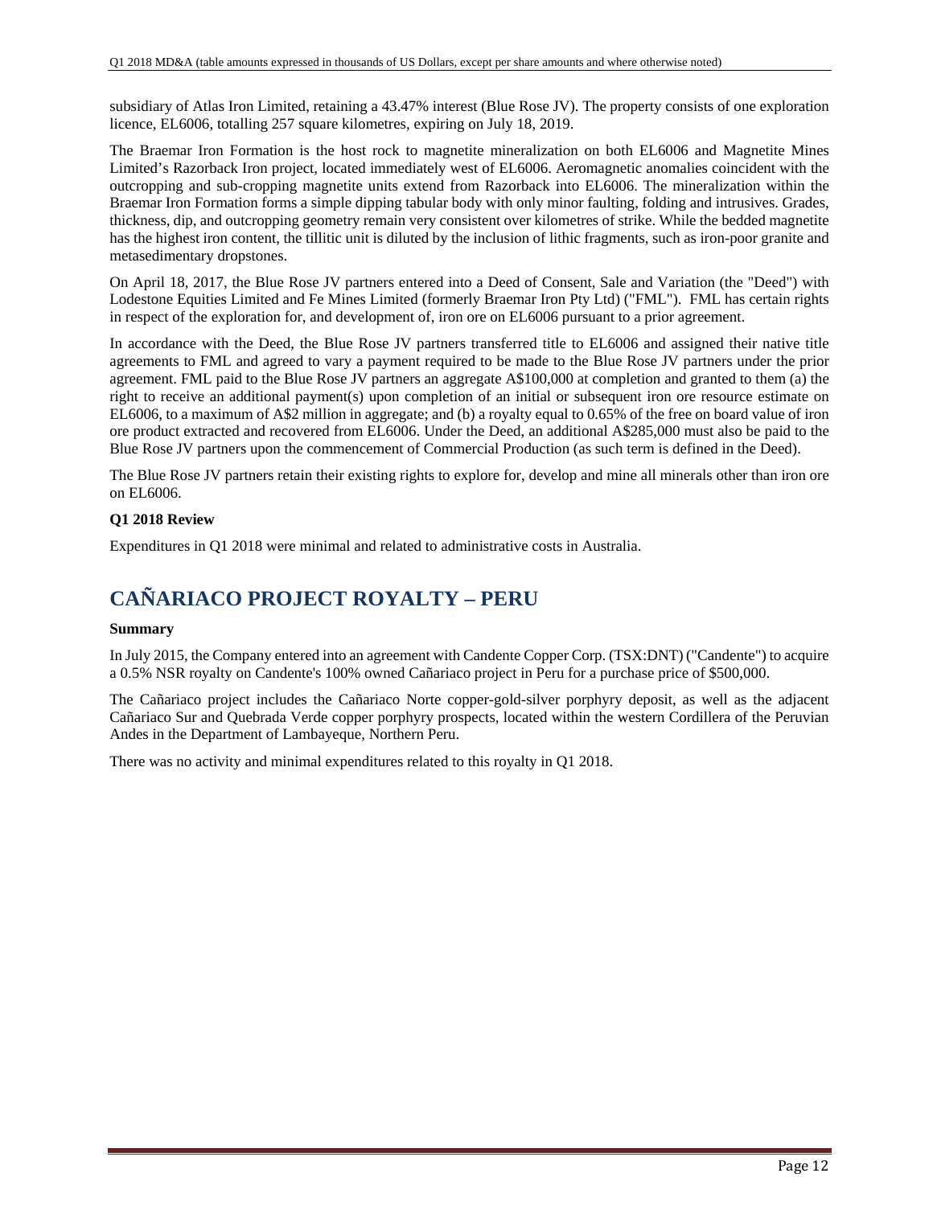subsidiary of Atlas Iron Limited, retaining a 43.47% interest (Blue Rose JV). The property consists of one exploration licence, EL6006, totalling 257 square kilometres, expiring on July 18, 2019.

The Braemar Iron Formation is the host rock to magnetite mineralization on both EL6006 and Magnetite Mines Limited's Razorback Iron project, located immediately west of EL6006. Aeromagnetic anomalies coincident with the outcropping and sub-cropping magnetite units extend from Razorback into EL6006. The mineralization within the Braemar Iron Formation forms a simple dipping tabular body with only minor faulting, folding and intrusives. Grades, thickness, dip, and outcropping geometry remain very consistent over kilometres of strike. While the bedded magnetite has the highest iron content, the tillitic unit is diluted by the inclusion of lithic fragments, such as iron-poor granite and metasedimentary dropstones.

On April 18, 2017, the Blue Rose JV partners entered into a Deed of Consent, Sale and Variation (the "Deed") with Lodestone Equities Limited and Fe Mines Limited (formerly Braemar Iron Pty Ltd) ("FML"). FML has certain rights in respect of the exploration for, and development of, iron ore on EL6006 pursuant to a prior agreement.

In accordance with the Deed, the Blue Rose JV partners transferred title to EL6006 and assigned their native title agreements to FML and agreed to vary a payment required to be made to the Blue Rose JV partners under the prior agreement. FML paid to the Blue Rose JV partners an aggregate A$100,000 at completion and granted to them (a) the right to receive an additional payment(s) upon completion of an initial or subsequent iron ore resource estimate on EL6006, to a maximum of A$2 million in aggregate; and (b) a royalty equal to 0.65% of the free on board value of iron ore product extracted and recovered from EL6006. Under the Deed, an additional A$285,000 must also be paid to the Blue Rose JV partners upon the commencement of Commercial Production (as such term is defined in the Deed).

The Blue Rose JV partners retain their existing rights to explore for, develop and mine all minerals other than iron ore on EL6006.

**Q1 2018 Review**

Expenditures in Q1 2018 were minimal and related to administrative costs in Australia.

# CAÑARIACO PROJECT ROYALTY – PERU

**Summary**

In July 2015, the Company entered into an agreement with Candente Copper Corp. (TSX:DNT) ("Candente") to acquire a 0.5% NSR royalty on Candente's 100% owned Cañariaco project in Peru for a purchase price of $500,000.

The Cañariaco project includes the Cañariaco Norte copper-gold-silver porphyry deposit, as well as the adjacent Cañariaco Sur and Quebrada Verde copper porphyry prospects, located within the western Cordillera of the Peruvian Andes in the Department of Lambayeque, Northern Peru.

There was no activity and minimal expenditures related to this royalty in Q1 2018.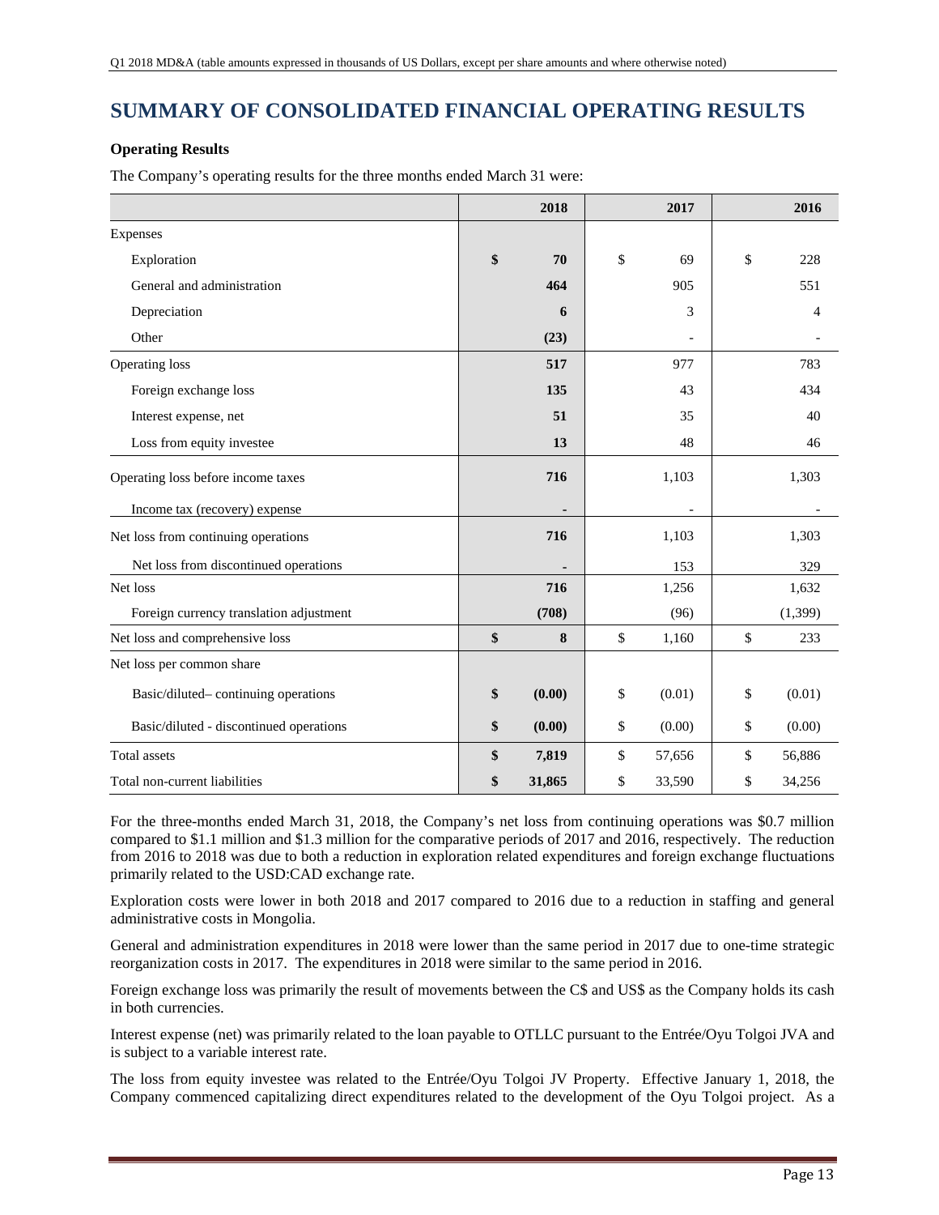# SUMMARY OF CONSOLIDATED FINANCIAL OPERATING RESULTS

**Operating Results**

The Company's operating results for the three months ended March 31 were:

| | 2018 | 2017 | 2016 |
|---|---|---|---|
| Expenses | | | |
| Exploration | **$ 70** | $ 69 | $ 228 |
| General and administration | **464** | 905 | 551 |
| Depreciation | **6** | 3 | 4 |
| Other | **(23)** | - | - |
| Operating loss | **517** | 977 | 783 |
| Foreign exchange loss | **135** | 43 | 434 |
| Interest expense, net | **51** | 35 | 40 |
| Loss from equity investee | **13** | 48 | 46 |
| Operating loss before income taxes | **716** | 1,103 | 1,303 |
| Income tax (recovery) expense | **-** | - | - |
| Net loss from continuing operations | **716** | 1,103 | 1,303 |
| Net loss from discontinued operations | **-** | 153 | 329 |
| Net loss | **716** | 1,256 | 1,632 |
| Foreign currency translation adjustment | **(708)** | (96) | (1,399) |
| Net loss and comprehensive loss | **$ 8** | $ 1,160 | $ 233 |
| Net loss per common share | | | |
| Basic/diluted– continuing operations | **$ (0.00)** | $ (0.01) | $ (0.01) |
| Basic/diluted - discontinued operations | **$ (0.00)** | $ (0.00) | $ (0.00) |
| Total assets | **$ 7,819** | $ 57,656 | $ 56,886 |
| Total non-current liabilities | **$ 31,865** | $ 33,590 | $ 34,256 |

For the three-months ended March 31, 2018, the Company's net loss from continuing operations was $0.7 million compared to $1.1 million and $1.3 million for the comparative periods of 2017 and 2016, respectively. The reduction from 2016 to 2018 was due to both a reduction in exploration related expenditures and foreign exchange fluctuations primarily related to the USD:CAD exchange rate.

Exploration costs were lower in both 2018 and 2017 compared to 2016 due to a reduction in staffing and general administrative costs in Mongolia.

General and administration expenditures in 2018 were lower than the same period in 2017 due to one-time strategic reorganization costs in 2017. The expenditures in 2018 were similar to the same period in 2016.

Foreign exchange loss was primarily the result of movements between the C$ and US$ as the Company holds its cash in both currencies.

Interest expense (net) was primarily related to the loan payable to OTLLC pursuant to the Entrée/Oyu Tolgoi JVA and is subject to a variable interest rate.

The loss from equity investee was related to the Entrée/Oyu Tolgoi JV Property. Effective January 1, 2018, the Company commenced capitalizing direct expenditures related to the development of the Oyu Tolgoi project. As a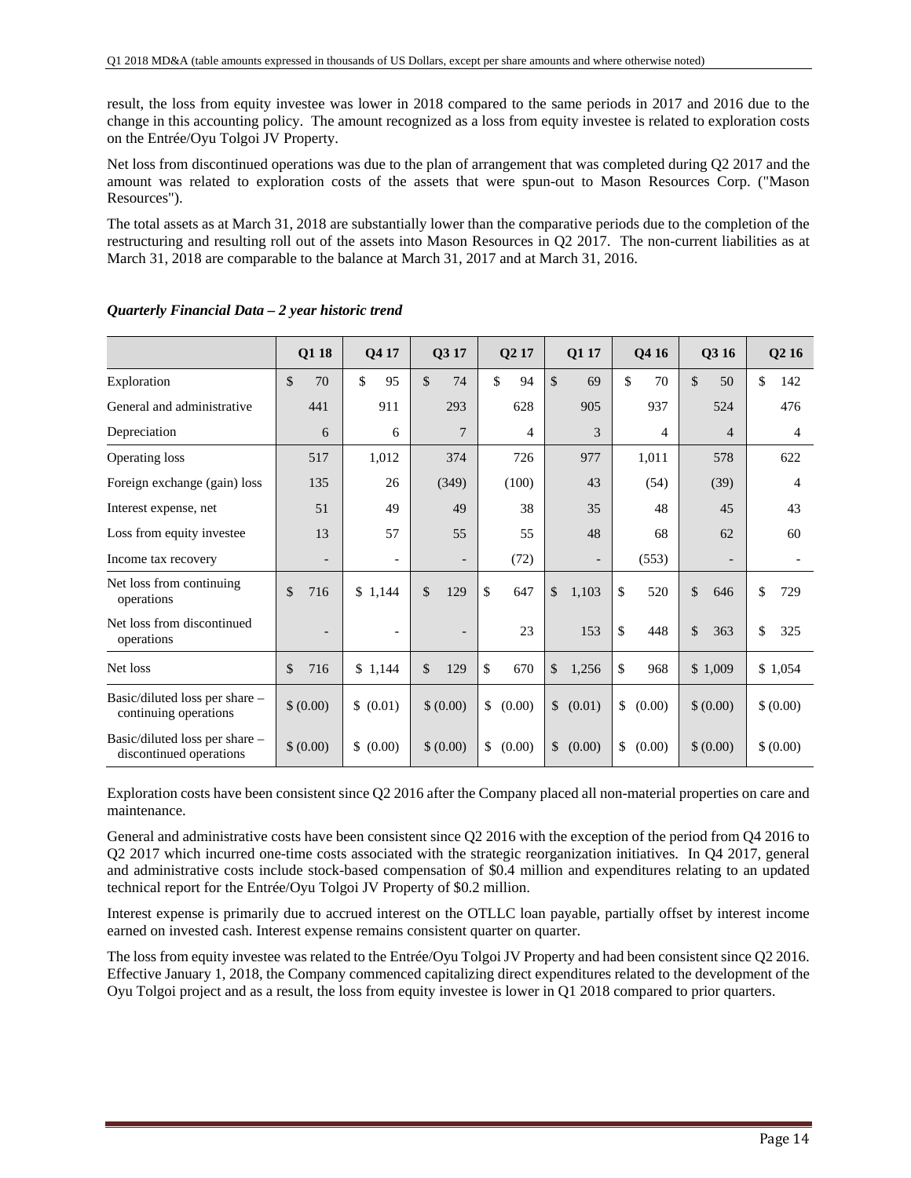result, the loss from equity investee was lower in 2018 compared to the same periods in 2017 and 2016 due to the change in this accounting policy. The amount recognized as a loss from equity investee is related to exploration costs on the Entrée/Oyu Tolgoi JV Property.

Net loss from discontinued operations was due to the plan of arrangement that was completed during Q2 2017 and the amount was related to exploration costs of the assets that were spun-out to Mason Resources Corp. ("Mason Resources").

The total assets as at March 31, 2018 are substantially lower than the comparative periods due to the completion of the restructuring and resulting roll out of the assets into Mason Resources in Q2 2017. The non-current liabilities as at March 31, 2018 are comparable to the balance at March 31, 2017 and at March 31, 2016.

***Quarterly Financial Data – 2 year historic trend***

| | Q1 18 | Q4 17 | Q3 17 | Q2 17 | Q1 17 | Q4 16 | Q3 16 | Q2 16 |
|---|---|---|---|---|---|---|---|---|
| Exploration | $ 70 | $ 95 | $ 74 | $ 94 | $ 69 | $ 70 | $ 50 | $ 142 |
| General and administrative | 441 | 911 | 293 | 628 | 905 | 937 | 524 | 476 |
| Depreciation | 6 | 6 | 7 | 4 | 3 | 4 | 4 | 4 |
| Operating loss | 517 | 1,012 | 374 | 726 | 977 | 1,011 | 578 | 622 |
| Foreign exchange (gain) loss | 135 | 26 | (349) | (100) | 43 | (54) | (39) | 4 |
| Interest expense, net | 51 | 49 | 49 | 38 | 35 | 48 | 45 | 43 |
| Loss from equity investee | 13 | 57 | 55 | 55 | 48 | 68 | 62 | 60 |
| Income tax recovery | - | - | - | (72) | - | (553) | - | - |
| Net loss from continuing operations | $ 716 | $ 1,144 | $ 129 | $ 647 | $ 1,103 | $ 520 | $ 646 | $ 729 |
| Net loss from discontinued operations | - | - | - | 23 | 153 | $ 448 | $ 363 | $ 325 |
| Net loss | $ 716 | $ 1,144 | $ 129 | $ 670 | $ 1,256 | $ 968 | $ 1,009 | $ 1,054 |
| Basic/diluted loss per share – continuing operations | $ (0.00) | $ (0.01) | $ (0.00) | $ (0.00) | $ (0.01) | $ (0.00) | $ (0.00) | $ (0.00) |
| Basic/diluted loss per share – discontinued operations | $ (0.00) | $ (0.00) | $ (0.00) | $ (0.00) | $ (0.00) | $ (0.00) | $ (0.00) | $ (0.00) |

Exploration costs have been consistent since Q2 2016 after the Company placed all non-material properties on care and maintenance.

General and administrative costs have been consistent since Q2 2016 with the exception of the period from Q4 2016 to Q2 2017 which incurred one-time costs associated with the strategic reorganization initiatives. In Q4 2017, general and administrative costs include stock-based compensation of $0.4 million and expenditures relating to an updated technical report for the Entrée/Oyu Tolgoi JV Property of $0.2 million.

Interest expense is primarily due to accrued interest on the OTLLC loan payable, partially offset by interest income earned on invested cash. Interest expense remains consistent quarter on quarter.

The loss from equity investee was related to the Entrée/Oyu Tolgoi JV Property and had been consistent since Q2 2016. Effective January 1, 2018, the Company commenced capitalizing direct expenditures related to the development of the Oyu Tolgoi project and as a result, the loss from equity investee is lower in Q1 2018 compared to prior quarters.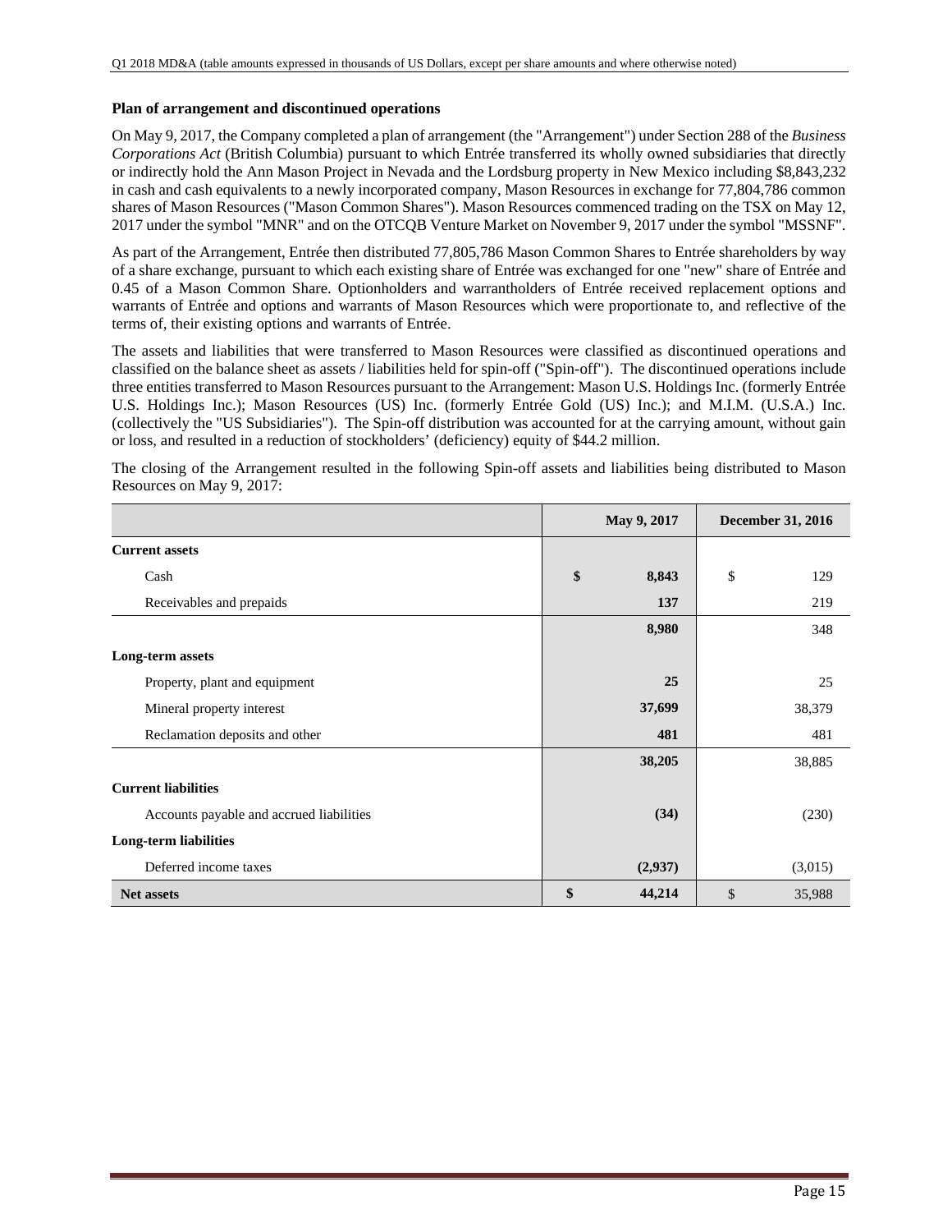### Plan of arrangement and discontinued operations

On May 9, 2017, the Company completed a plan of arrangement (the "Arrangement") under Section 288 of the *Business Corporations Act* (British Columbia) pursuant to which Entrée transferred its wholly owned subsidiaries that directly or indirectly hold the Ann Mason Project in Nevada and the Lordsburg property in New Mexico including $8,843,232 in cash and cash equivalents to a newly incorporated company, Mason Resources in exchange for 77,804,786 common shares of Mason Resources ("Mason Common Shares"). Mason Resources commenced trading on the TSX on May 12, 2017 under the symbol "MNR" and on the OTCQB Venture Market on November 9, 2017 under the symbol "MSSNF".

As part of the Arrangement, Entrée then distributed 77,805,786 Mason Common Shares to Entrée shareholders by way of a share exchange, pursuant to which each existing share of Entrée was exchanged for one "new" share of Entrée and 0.45 of a Mason Common Share. Optionholders and warrantholders of Entrée received replacement options and warrants of Entrée and options and warrants of Mason Resources which were proportionate to, and reflective of the terms of, their existing options and warrants of Entrée.

The assets and liabilities that were transferred to Mason Resources were classified as discontinued operations and classified on the balance sheet as assets / liabilities held for spin-off ("Spin-off"). The discontinued operations include three entities transferred to Mason Resources pursuant to the Arrangement: Mason U.S. Holdings Inc. (formerly Entrée U.S. Holdings Inc.); Mason Resources (US) Inc. (formerly Entrée Gold (US) Inc.); and M.I.M. (U.S.A.) Inc. (collectively the "US Subsidiaries"). The Spin-off distribution was accounted for at the carrying amount, without gain or loss, and resulted in a reduction of stockholders' (deficiency) equity of $44.2 million.

The closing of the Arrangement resulted in the following Spin-off assets and liabilities being distributed to Mason Resources on May 9, 2017:

| | May 9, 2017 | December 31, 2016 |
|---|---|---|
| **Current assets** | | |
| Cash | **$ 8,843** | $ 129 |
| Receivables and prepaids | **137** | 219 |
| | **8,980** | 348 |
| **Long-term assets** | | |
| Property, plant and equipment | **25** | 25 |
| Mineral property interest | **37,699** | 38,379 |
| Reclamation deposits and other | **481** | 481 |
| | **38,205** | 38,885 |
| **Current liabilities** | | |
| Accounts payable and accrued liabilities | **(34)** | (230) |
| **Long-term liabilities** | | |
| Deferred income taxes | **(2,937)** | (3,015) |
| **Net assets** | **$ 44,214** | $ 35,988 |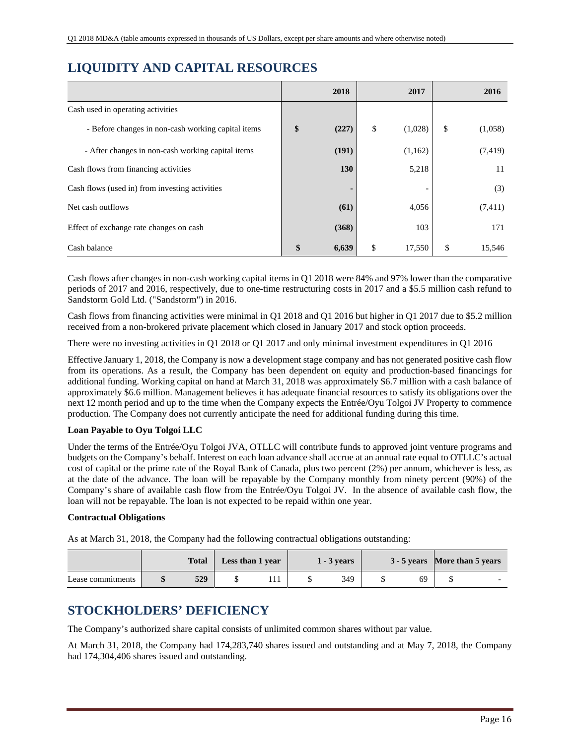# LIQUIDITY AND CAPITAL RESOURCES

| | 2018 | 2017 | 2016 |
|---|---|---|---|
| Cash used in operating activities | | | |
| - Before changes in non-cash working capital items | **$ (227)** | $ (1,028) | $ (1,058) |
| - After changes in non-cash working capital items | **(191)** | (1,162) | (7,419) |
| Cash flows from financing activities | **130** | 5,218 | 11 |
| Cash flows (used in) from investing activities | **-** | - | (3) |
| Net cash outflows | **(61)** | 4,056 | (7,411) |
| Effect of exchange rate changes on cash | **(368)** | 103 | 171 |
| Cash balance | **$ 6,639** | $ 17,550 | $ 15,546 |

Cash flows after changes in non-cash working capital items in Q1 2018 were 84% and 97% lower than the comparative periods of 2017 and 2016, respectively, due to one-time restructuring costs in 2017 and a $5.5 million cash refund to Sandstorm Gold Ltd. ("Sandstorm") in 2016.

Cash flows from financing activities were minimal in Q1 2018 and Q1 2016 but higher in Q1 2017 due to $5.2 million received from a non-brokered private placement which closed in January 2017 and stock option proceeds.

There were no investing activities in Q1 2018 or Q1 2017 and only minimal investment expenditures in Q1 2016

Effective January 1, 2018, the Company is now a development stage company and has not generated positive cash flow from its operations. As a result, the Company has been dependent on equity and production-based financings for additional funding. Working capital on hand at March 31, 2018 was approximately $6.7 million with a cash balance of approximately $6.6 million. Management believes it has adequate financial resources to satisfy its obligations over the next 12 month period and up to the time when the Company expects the Entrée/Oyu Tolgoi JV Property to commence production. The Company does not currently anticipate the need for additional funding during this time.

**Loan Payable to Oyu Tolgoi LLC**

Under the terms of the Entrée/Oyu Tolgoi JVA, OTLLC will contribute funds to approved joint venture programs and budgets on the Company's behalf. Interest on each loan advance shall accrue at an annual rate equal to OTLLC's actual cost of capital or the prime rate of the Royal Bank of Canada, plus two percent (2%) per annum, whichever is less, as at the date of the advance. The loan will be repayable by the Company monthly from ninety percent (90%) of the Company's share of available cash flow from the Entrée/Oyu Tolgoi JV. In the absence of available cash flow, the loan will not be repayable. The loan is not expected to be repaid within one year.

**Contractual Obligations**

As at March 31, 2018, the Company had the following contractual obligations outstanding:

| | Total | Less than 1 year | 1 - 3 years | 3 - 5 years | More than 5 years |
|---|---|---|---|---|---|
| Lease commitments | **$ 529** | $ 111 | $ 349 | $ 69 | $ - |

# STOCKHOLDERS' DEFICIENCY

The Company's authorized share capital consists of unlimited common shares without par value.

At March 31, 2018, the Company had 174,283,740 shares issued and outstanding and at May 7, 2018, the Company had 174,304,406 shares issued and outstanding.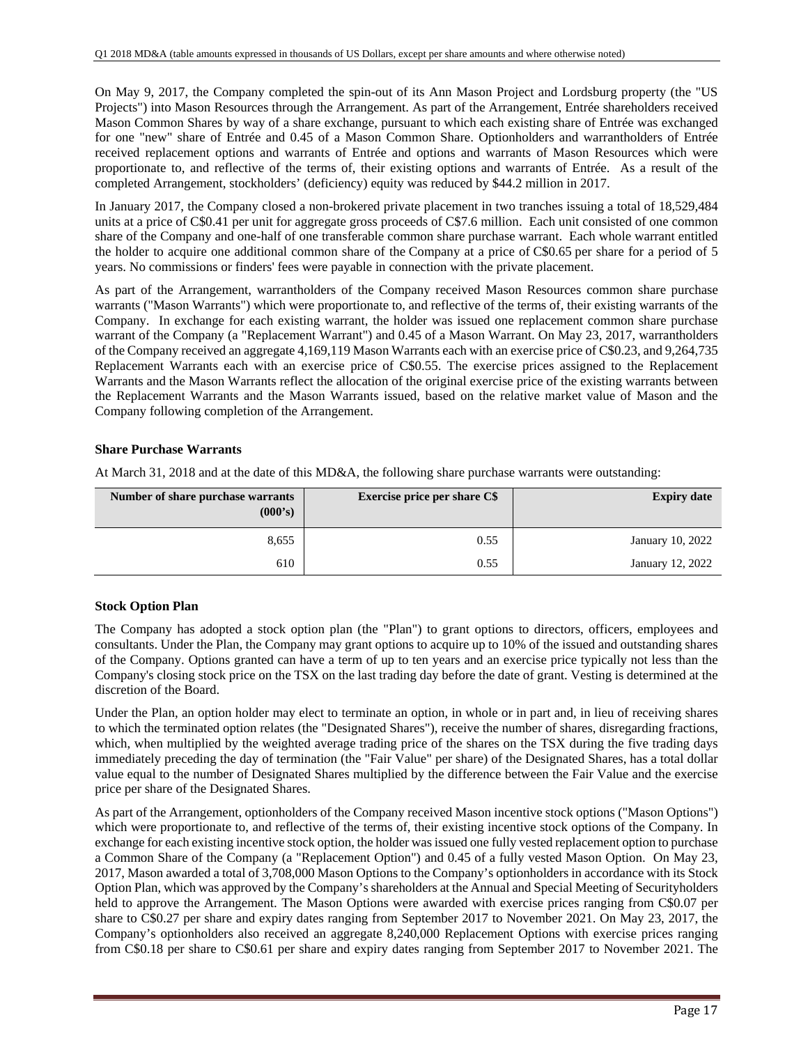On May 9, 2017, the Company completed the spin-out of its Ann Mason Project and Lordsburg property (the "US Projects") into Mason Resources through the Arrangement. As part of the Arrangement, Entrée shareholders received Mason Common Shares by way of a share exchange, pursuant to which each existing share of Entrée was exchanged for one "new" share of Entrée and 0.45 of a Mason Common Share. Optionholders and warrantholders of Entrée received replacement options and warrants of Entrée and options and warrants of Mason Resources which were proportionate to, and reflective of the terms of, their existing options and warrants of Entrée. As a result of the completed Arrangement, stockholders' (deficiency) equity was reduced by $44.2 million in 2017.

In January 2017, the Company closed a non-brokered private placement in two tranches issuing a total of 18,529,484 units at a price of C$0.41 per unit for aggregate gross proceeds of C$7.6 million. Each unit consisted of one common share of the Company and one-half of one transferable common share purchase warrant. Each whole warrant entitled the holder to acquire one additional common share of the Company at a price of C$0.65 per share for a period of 5 years. No commissions or finders' fees were payable in connection with the private placement.

As part of the Arrangement, warrantholders of the Company received Mason Resources common share purchase warrants ("Mason Warrants") which were proportionate to, and reflective of the terms of, their existing warrants of the Company. In exchange for each existing warrant, the holder was issued one replacement common share purchase warrant of the Company (a "Replacement Warrant") and 0.45 of a Mason Warrant. On May 23, 2017, warrantholders of the Company received an aggregate 4,169,119 Mason Warrants each with an exercise price of C$0.23, and 9,264,735 Replacement Warrants each with an exercise price of C$0.55. The exercise prices assigned to the Replacement Warrants and the Mason Warrants reflect the allocation of the original exercise price of the existing warrants between the Replacement Warrants and the Mason Warrants issued, based on the relative market value of Mason and the Company following completion of the Arrangement.

### Share Purchase Warrants

At March 31, 2018 and at the date of this MD&A, the following share purchase warrants were outstanding:

| Number of share purchase warrants (000's) | Exercise price per share C$ | Expiry date |
|---:|---:|---:|
| 8,655 | 0.55 | January 10, 2022 |
| 610 | 0.55 | January 12, 2022 |

### Stock Option Plan

The Company has adopted a stock option plan (the "Plan") to grant options to directors, officers, employees and consultants. Under the Plan, the Company may grant options to acquire up to 10% of the issued and outstanding shares of the Company. Options granted can have a term of up to ten years and an exercise price typically not less than the Company's closing stock price on the TSX on the last trading day before the date of grant. Vesting is determined at the discretion of the Board.

Under the Plan, an option holder may elect to terminate an option, in whole or in part and, in lieu of receiving shares to which the terminated option relates (the "Designated Shares"), receive the number of shares, disregarding fractions, which, when multiplied by the weighted average trading price of the shares on the TSX during the five trading days immediately preceding the day of termination (the "Fair Value" per share) of the Designated Shares, has a total dollar value equal to the number of Designated Shares multiplied by the difference between the Fair Value and the exercise price per share of the Designated Shares.

As part of the Arrangement, optionholders of the Company received Mason incentive stock options ("Mason Options") which were proportionate to, and reflective of the terms of, their existing incentive stock options of the Company. In exchange for each existing incentive stock option, the holder was issued one fully vested replacement option to purchase a Common Share of the Company (a "Replacement Option") and 0.45 of a fully vested Mason Option. On May 23, 2017, Mason awarded a total of 3,708,000 Mason Options to the Company's optionholders in accordance with its Stock Option Plan, which was approved by the Company's shareholders at the Annual and Special Meeting of Securityholders held to approve the Arrangement. The Mason Options were awarded with exercise prices ranging from C$0.07 per share to C$0.27 per share and expiry dates ranging from September 2017 to November 2021. On May 23, 2017, the Company's optionholders also received an aggregate 8,240,000 Replacement Options with exercise prices ranging from C$0.18 per share to C$0.61 per share and expiry dates ranging from September 2017 to November 2021. The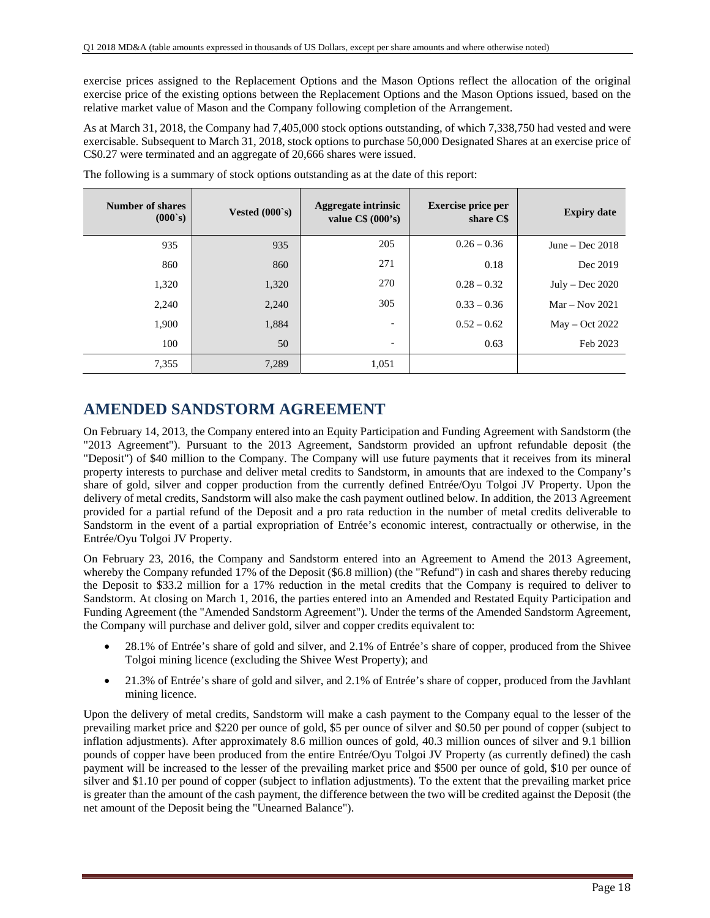exercise prices assigned to the Replacement Options and the Mason Options reflect the allocation of the original exercise price of the existing options between the Replacement Options and the Mason Options issued, based on the relative market value of Mason and the Company following completion of the Arrangement.

As at March 31, 2018, the Company had 7,405,000 stock options outstanding, of which 7,338,750 had vested and were exercisable. Subsequent to March 31, 2018, stock options to purchase 50,000 Designated Shares at an exercise price of C$0.27 were terminated and an aggregate of 20,666 shares were issued.

The following is a summary of stock options outstanding as at the date of this report:

| Number of shares (000`s) | Vested (000`s) | Aggregate intrinsic value C$ (000's) | Exercise price per share C$ | Expiry date |
|---|---|---|---|---|
| 935 | 935 | 205 | 0.26 – 0.36 | June – Dec 2018 |
| 860 | 860 | 271 | 0.18 | Dec 2019 |
| 1,320 | 1,320 | 270 | 0.28 – 0.32 | July – Dec 2020 |
| 2,240 | 2,240 | 305 | 0.33 – 0.36 | Mar – Nov 2021 |
| 1,900 | 1,884 | - | 0.52 – 0.62 | May – Oct 2022 |
| 100 | 50 | - | 0.63 | Feb 2023 |
| 7,355 | 7,289 | 1,051 | | |

## AMENDED SANDSTORM AGREEMENT

On February 14, 2013, the Company entered into an Equity Participation and Funding Agreement with Sandstorm (the "2013 Agreement"). Pursuant to the 2013 Agreement, Sandstorm provided an upfront refundable deposit (the "Deposit") of $40 million to the Company. The Company will use future payments that it receives from its mineral property interests to purchase and deliver metal credits to Sandstorm, in amounts that are indexed to the Company's share of gold, silver and copper production from the currently defined Entrée/Oyu Tolgoi JV Property. Upon the delivery of metal credits, Sandstorm will also make the cash payment outlined below. In addition, the 2013 Agreement provided for a partial refund of the Deposit and a pro rata reduction in the number of metal credits deliverable to Sandstorm in the event of a partial expropriation of Entrée's economic interest, contractually or otherwise, in the Entrée/Oyu Tolgoi JV Property.

On February 23, 2016, the Company and Sandstorm entered into an Agreement to Amend the 2013 Agreement, whereby the Company refunded 17% of the Deposit ($6.8 million) (the "Refund") in cash and shares thereby reducing the Deposit to $33.2 million for a 17% reduction in the metal credits that the Company is required to deliver to Sandstorm. At closing on March 1, 2016, the parties entered into an Amended and Restated Equity Participation and Funding Agreement (the "Amended Sandstorm Agreement"). Under the terms of the Amended Sandstorm Agreement, the Company will purchase and deliver gold, silver and copper credits equivalent to:

- 28.1% of Entrée's share of gold and silver, and 2.1% of Entrée's share of copper, produced from the Shivee Tolgoi mining licence (excluding the Shivee West Property); and
- 21.3% of Entrée's share of gold and silver, and 2.1% of Entrée's share of copper, produced from the Javhlant mining licence.

Upon the delivery of metal credits, Sandstorm will make a cash payment to the Company equal to the lesser of the prevailing market price and $220 per ounce of gold, $5 per ounce of silver and $0.50 per pound of copper (subject to inflation adjustments). After approximately 8.6 million ounces of gold, 40.3 million ounces of silver and 9.1 billion pounds of copper have been produced from the entire Entrée/Oyu Tolgoi JV Property (as currently defined) the cash payment will be increased to the lesser of the prevailing market price and $500 per ounce of gold, $10 per ounce of silver and $1.10 per pound of copper (subject to inflation adjustments). To the extent that the prevailing market price is greater than the amount of the cash payment, the difference between the two will be credited against the Deposit (the net amount of the Deposit being the "Unearned Balance").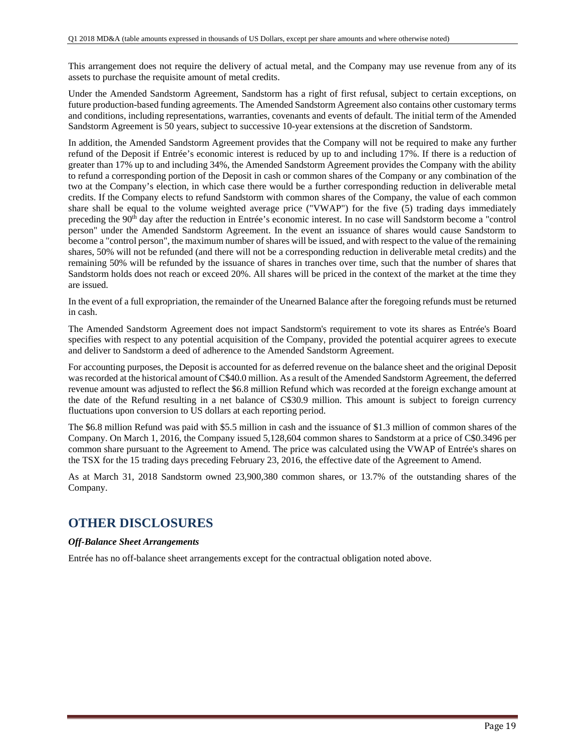This arrangement does not require the delivery of actual metal, and the Company may use revenue from any of its assets to purchase the requisite amount of metal credits.

Under the Amended Sandstorm Agreement, Sandstorm has a right of first refusal, subject to certain exceptions, on future production-based funding agreements. The Amended Sandstorm Agreement also contains other customary terms and conditions, including representations, warranties, covenants and events of default. The initial term of the Amended Sandstorm Agreement is 50 years, subject to successive 10-year extensions at the discretion of Sandstorm.

In addition, the Amended Sandstorm Agreement provides that the Company will not be required to make any further refund of the Deposit if Entrée's economic interest is reduced by up to and including 17%. If there is a reduction of greater than 17% up to and including 34%, the Amended Sandstorm Agreement provides the Company with the ability to refund a corresponding portion of the Deposit in cash or common shares of the Company or any combination of the two at the Company's election, in which case there would be a further corresponding reduction in deliverable metal credits. If the Company elects to refund Sandstorm with common shares of the Company, the value of each common share shall be equal to the volume weighted average price ("VWAP") for the five (5) trading days immediately preceding the 90th day after the reduction in Entrée's economic interest. In no case will Sandstorm become a "control person" under the Amended Sandstorm Agreement. In the event an issuance of shares would cause Sandstorm to become a "control person", the maximum number of shares will be issued, and with respect to the value of the remaining shares, 50% will not be refunded (and there will not be a corresponding reduction in deliverable metal credits) and the remaining 50% will be refunded by the issuance of shares in tranches over time, such that the number of shares that Sandstorm holds does not reach or exceed 20%. All shares will be priced in the context of the market at the time they are issued.

In the event of a full expropriation, the remainder of the Unearned Balance after the foregoing refunds must be returned in cash.

The Amended Sandstorm Agreement does not impact Sandstorm's requirement to vote its shares as Entrée's Board specifies with respect to any potential acquisition of the Company, provided the potential acquirer agrees to execute and deliver to Sandstorm a deed of adherence to the Amended Sandstorm Agreement.

For accounting purposes, the Deposit is accounted for as deferred revenue on the balance sheet and the original Deposit was recorded at the historical amount of C$40.0 million. As a result of the Amended Sandstorm Agreement, the deferred revenue amount was adjusted to reflect the $6.8 million Refund which was recorded at the foreign exchange amount at the date of the Refund resulting in a net balance of C$30.9 million. This amount is subject to foreign currency fluctuations upon conversion to US dollars at each reporting period.

The $6.8 million Refund was paid with $5.5 million in cash and the issuance of $1.3 million of common shares of the Company. On March 1, 2016, the Company issued 5,128,604 common shares to Sandstorm at a price of C$0.3496 per common share pursuant to the Agreement to Amend. The price was calculated using the VWAP of Entrée's shares on the TSX for the 15 trading days preceding February 23, 2016, the effective date of the Agreement to Amend.

As at March 31, 2018 Sandstorm owned 23,900,380 common shares, or 13.7% of the outstanding shares of the Company.

# OTHER DISCLOSURES

***Off-Balance Sheet Arrangements***

Entrée has no off-balance sheet arrangements except for the contractual obligation noted above.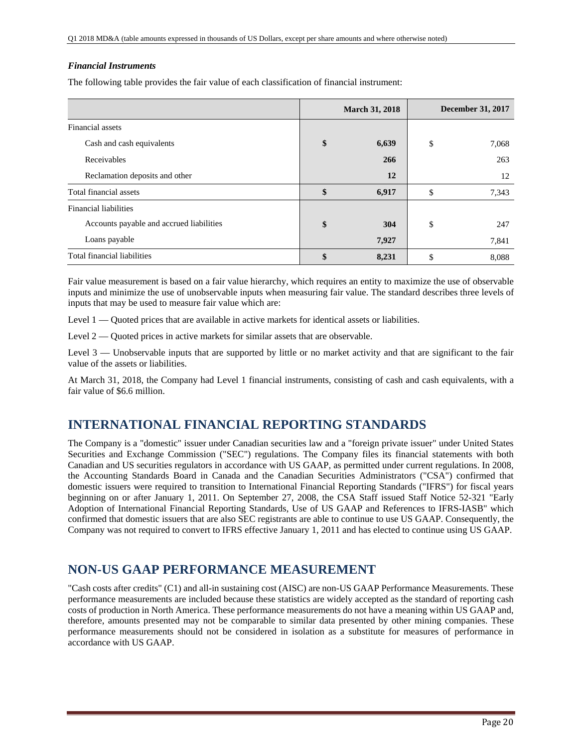### *Financial Instruments*

The following table provides the fair value of each classification of financial instrument:

| | March 31, 2018 | December 31, 2017 |
|---|---|---|
| Financial assets | | |
| Cash and cash equivalents | **$ 6,639** | $ 7,068 |
| Receivables | **266** | 263 |
| Reclamation deposits and other | **12** | 12 |
| Total financial assets | **$ 6,917** | $ 7,343 |
| Financial liabilities | | |
| Accounts payable and accrued liabilities | **$ 304** | $ 247 |
| Loans payable | **7,927** | 7,841 |
| Total financial liabilities | **$ 8,231** | $ 8,088 |

Fair value measurement is based on a fair value hierarchy, which requires an entity to maximize the use of observable inputs and minimize the use of unobservable inputs when measuring fair value. The standard describes three levels of inputs that may be used to measure fair value which are:

Level 1 — Quoted prices that are available in active markets for identical assets or liabilities.

Level 2 — Quoted prices in active markets for similar assets that are observable.

Level 3 — Unobservable inputs that are supported by little or no market activity and that are significant to the fair value of the assets or liabilities.

At March 31, 2018, the Company had Level 1 financial instruments, consisting of cash and cash equivalents, with a fair value of $6.6 million.

## INTERNATIONAL FINANCIAL REPORTING STANDARDS

The Company is a "domestic" issuer under Canadian securities law and a "foreign private issuer" under United States Securities and Exchange Commission ("SEC") regulations. The Company files its financial statements with both Canadian and US securities regulators in accordance with US GAAP, as permitted under current regulations. In 2008, the Accounting Standards Board in Canada and the Canadian Securities Administrators ("CSA") confirmed that domestic issuers were required to transition to International Financial Reporting Standards ("IFRS") for fiscal years beginning on or after January 1, 2011. On September 27, 2008, the CSA Staff issued Staff Notice 52-321 "Early Adoption of International Financial Reporting Standards, Use of US GAAP and References to IFRS-IASB" which confirmed that domestic issuers that are also SEC registrants are able to continue to use US GAAP. Consequently, the Company was not required to convert to IFRS effective January 1, 2011 and has elected to continue using US GAAP.

## NON-US GAAP PERFORMANCE MEASUREMENT

"Cash costs after credits" (C1) and all-in sustaining cost (AISC) are non-US GAAP Performance Measurements. These performance measurements are included because these statistics are widely accepted as the standard of reporting cash costs of production in North America. These performance measurements do not have a meaning within US GAAP and, therefore, amounts presented may not be comparable to similar data presented by other mining companies. These performance measurements should not be considered in isolation as a substitute for measures of performance in accordance with US GAAP.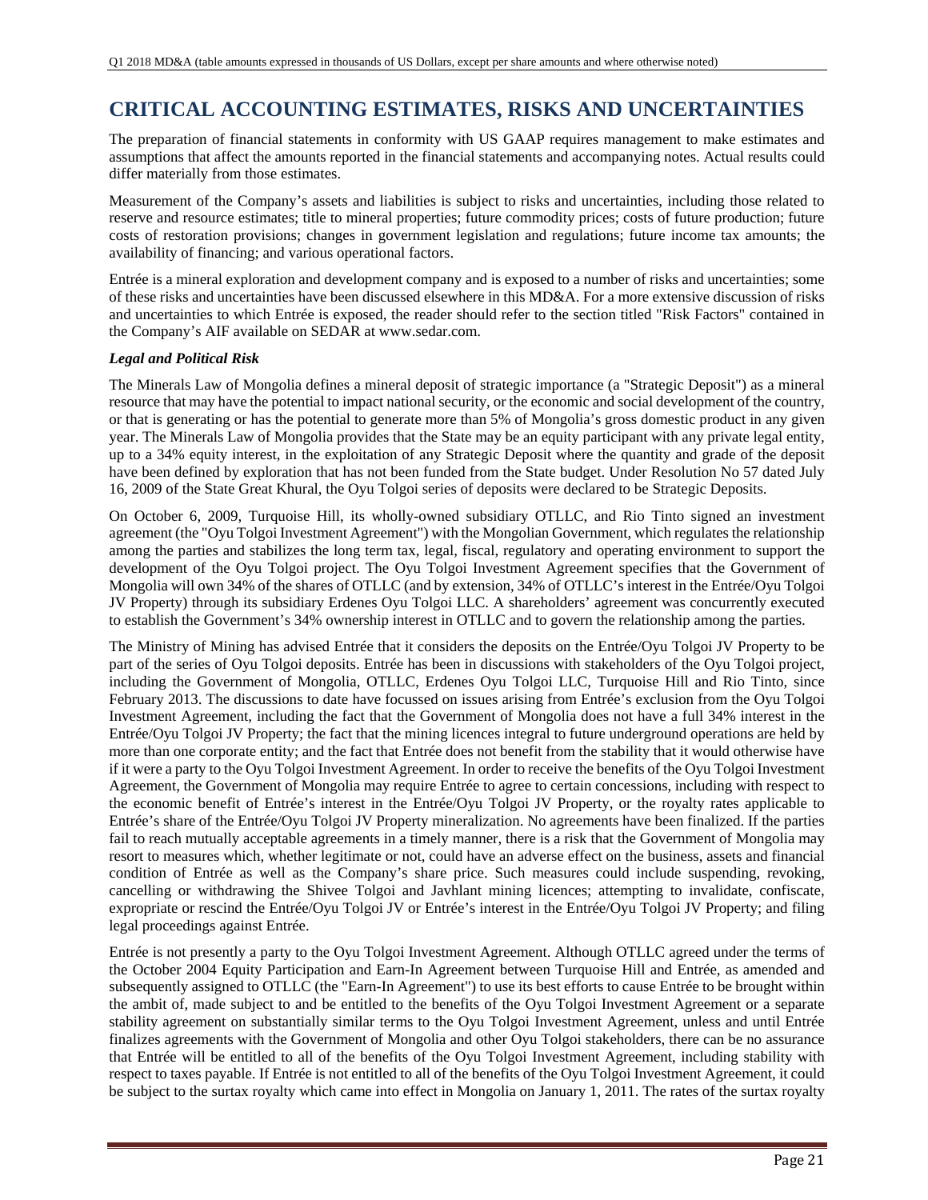# CRITICAL ACCOUNTING ESTIMATES, RISKS AND UNCERTAINTIES

The preparation of financial statements in conformity with US GAAP requires management to make estimates and assumptions that affect the amounts reported in the financial statements and accompanying notes. Actual results could differ materially from those estimates.

Measurement of the Company's assets and liabilities is subject to risks and uncertainties, including those related to reserve and resource estimates; title to mineral properties; future commodity prices; costs of future production; future costs of restoration provisions; changes in government legislation and regulations; future income tax amounts; the availability of financing; and various operational factors.

Entrée is a mineral exploration and development company and is exposed to a number of risks and uncertainties; some of these risks and uncertainties have been discussed elsewhere in this MD&A. For a more extensive discussion of risks and uncertainties to which Entrée is exposed, the reader should refer to the section titled "Risk Factors" contained in the Company's AIF available on SEDAR at www.sedar.com.

***Legal and Political Risk***

The Minerals Law of Mongolia defines a mineral deposit of strategic importance (a "Strategic Deposit") as a mineral resource that may have the potential to impact national security, or the economic and social development of the country, or that is generating or has the potential to generate more than 5% of Mongolia's gross domestic product in any given year. The Minerals Law of Mongolia provides that the State may be an equity participant with any private legal entity, up to a 34% equity interest, in the exploitation of any Strategic Deposit where the quantity and grade of the deposit have been defined by exploration that has not been funded from the State budget. Under Resolution No 57 dated July 16, 2009 of the State Great Khural, the Oyu Tolgoi series of deposits were declared to be Strategic Deposits.

On October 6, 2009, Turquoise Hill, its wholly-owned subsidiary OTLLC, and Rio Tinto signed an investment agreement (the "Oyu Tolgoi Investment Agreement") with the Mongolian Government, which regulates the relationship among the parties and stabilizes the long term tax, legal, fiscal, regulatory and operating environment to support the development of the Oyu Tolgoi project. The Oyu Tolgoi Investment Agreement specifies that the Government of Mongolia will own 34% of the shares of OTLLC (and by extension, 34% of OTLLC's interest in the Entrée/Oyu Tolgoi JV Property) through its subsidiary Erdenes Oyu Tolgoi LLC. A shareholders' agreement was concurrently executed to establish the Government's 34% ownership interest in OTLLC and to govern the relationship among the parties.

The Ministry of Mining has advised Entrée that it considers the deposits on the Entrée/Oyu Tolgoi JV Property to be part of the series of Oyu Tolgoi deposits. Entrée has been in discussions with stakeholders of the Oyu Tolgoi project, including the Government of Mongolia, OTLLC, Erdenes Oyu Tolgoi LLC, Turquoise Hill and Rio Tinto, since February 2013. The discussions to date have focussed on issues arising from Entrée's exclusion from the Oyu Tolgoi Investment Agreement, including the fact that the Government of Mongolia does not have a full 34% interest in the Entrée/Oyu Tolgoi JV Property; the fact that the mining licences integral to future underground operations are held by more than one corporate entity; and the fact that Entrée does not benefit from the stability that it would otherwise have if it were a party to the Oyu Tolgoi Investment Agreement. In order to receive the benefits of the Oyu Tolgoi Investment Agreement, the Government of Mongolia may require Entrée to agree to certain concessions, including with respect to the economic benefit of Entrée's interest in the Entrée/Oyu Tolgoi JV Property, or the royalty rates applicable to Entrée's share of the Entrée/Oyu Tolgoi JV Property mineralization. No agreements have been finalized. If the parties fail to reach mutually acceptable agreements in a timely manner, there is a risk that the Government of Mongolia may resort to measures which, whether legitimate or not, could have an adverse effect on the business, assets and financial condition of Entrée as well as the Company's share price. Such measures could include suspending, revoking, cancelling or withdrawing the Shivee Tolgoi and Javhlant mining licences; attempting to invalidate, confiscate, expropriate or rescind the Entrée/Oyu Tolgoi JV or Entrée's interest in the Entrée/Oyu Tolgoi JV Property; and filing legal proceedings against Entrée.

Entrée is not presently a party to the Oyu Tolgoi Investment Agreement. Although OTLLC agreed under the terms of the October 2004 Equity Participation and Earn-In Agreement between Turquoise Hill and Entrée, as amended and subsequently assigned to OTLLC (the "Earn-In Agreement") to use its best efforts to cause Entrée to be brought within the ambit of, made subject to and be entitled to the benefits of the Oyu Tolgoi Investment Agreement or a separate stability agreement on substantially similar terms to the Oyu Tolgoi Investment Agreement, unless and until Entrée finalizes agreements with the Government of Mongolia and other Oyu Tolgoi stakeholders, there can be no assurance that Entrée will be entitled to all of the benefits of the Oyu Tolgoi Investment Agreement, including stability with respect to taxes payable. If Entrée is not entitled to all of the benefits of the Oyu Tolgoi Investment Agreement, it could be subject to the surtax royalty which came into effect in Mongolia on January 1, 2011. The rates of the surtax royalty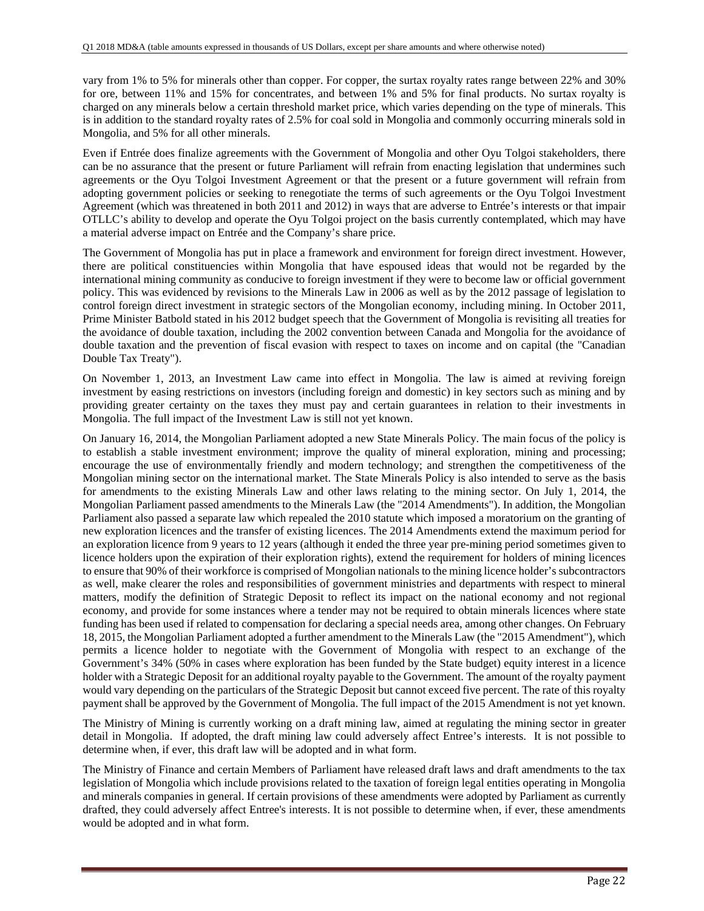vary from 1% to 5% for minerals other than copper. For copper, the surtax royalty rates range between 22% and 30% for ore, between 11% and 15% for concentrates, and between 1% and 5% for final products. No surtax royalty is charged on any minerals below a certain threshold market price, which varies depending on the type of minerals. This is in addition to the standard royalty rates of 2.5% for coal sold in Mongolia and commonly occurring minerals sold in Mongolia, and 5% for all other minerals.

Even if Entrée does finalize agreements with the Government of Mongolia and other Oyu Tolgoi stakeholders, there can be no assurance that the present or future Parliament will refrain from enacting legislation that undermines such agreements or the Oyu Tolgoi Investment Agreement or that the present or a future government will refrain from adopting government policies or seeking to renegotiate the terms of such agreements or the Oyu Tolgoi Investment Agreement (which was threatened in both 2011 and 2012) in ways that are adverse to Entrée's interests or that impair OTLLC's ability to develop and operate the Oyu Tolgoi project on the basis currently contemplated, which may have a material adverse impact on Entrée and the Company's share price.

The Government of Mongolia has put in place a framework and environment for foreign direct investment. However, there are political constituencies within Mongolia that have espoused ideas that would not be regarded by the international mining community as conducive to foreign investment if they were to become law or official government policy. This was evidenced by revisions to the Minerals Law in 2006 as well as by the 2012 passage of legislation to control foreign direct investment in strategic sectors of the Mongolian economy, including mining. In October 2011, Prime Minister Batbold stated in his 2012 budget speech that the Government of Mongolia is revisiting all treaties for the avoidance of double taxation, including the 2002 convention between Canada and Mongolia for the avoidance of double taxation and the prevention of fiscal evasion with respect to taxes on income and on capital (the "Canadian Double Tax Treaty").

On November 1, 2013, an Investment Law came into effect in Mongolia. The law is aimed at reviving foreign investment by easing restrictions on investors (including foreign and domestic) in key sectors such as mining and by providing greater certainty on the taxes they must pay and certain guarantees in relation to their investments in Mongolia. The full impact of the Investment Law is still not yet known.

On January 16, 2014, the Mongolian Parliament adopted a new State Minerals Policy. The main focus of the policy is to establish a stable investment environment; improve the quality of mineral exploration, mining and processing; encourage the use of environmentally friendly and modern technology; and strengthen the competitiveness of the Mongolian mining sector on the international market. The State Minerals Policy is also intended to serve as the basis for amendments to the existing Minerals Law and other laws relating to the mining sector. On July 1, 2014, the Mongolian Parliament passed amendments to the Minerals Law (the "2014 Amendments"). In addition, the Mongolian Parliament also passed a separate law which repealed the 2010 statute which imposed a moratorium on the granting of new exploration licences and the transfer of existing licences. The 2014 Amendments extend the maximum period for an exploration licence from 9 years to 12 years (although it ended the three year pre-mining period sometimes given to licence holders upon the expiration of their exploration rights), extend the requirement for holders of mining licences to ensure that 90% of their workforce is comprised of Mongolian nationals to the mining licence holder's subcontractors as well, make clearer the roles and responsibilities of government ministries and departments with respect to mineral matters, modify the definition of Strategic Deposit to reflect its impact on the national economy and not regional economy, and provide for some instances where a tender may not be required to obtain minerals licences where state funding has been used if related to compensation for declaring a special needs area, among other changes. On February 18, 2015, the Mongolian Parliament adopted a further amendment to the Minerals Law (the "2015 Amendment"), which permits a licence holder to negotiate with the Government of Mongolia with respect to an exchange of the Government's 34% (50% in cases where exploration has been funded by the State budget) equity interest in a licence holder with a Strategic Deposit for an additional royalty payable to the Government. The amount of the royalty payment would vary depending on the particulars of the Strategic Deposit but cannot exceed five percent. The rate of this royalty payment shall be approved by the Government of Mongolia. The full impact of the 2015 Amendment is not yet known.

The Ministry of Mining is currently working on a draft mining law, aimed at regulating the mining sector in greater detail in Mongolia. If adopted, the draft mining law could adversely affect Entree's interests. It is not possible to determine when, if ever, this draft law will be adopted and in what form.

The Ministry of Finance and certain Members of Parliament have released draft laws and draft amendments to the tax legislation of Mongolia which include provisions related to the taxation of foreign legal entities operating in Mongolia and minerals companies in general. If certain provisions of these amendments were adopted by Parliament as currently drafted, they could adversely affect Entree's interests. It is not possible to determine when, if ever, these amendments would be adopted and in what form.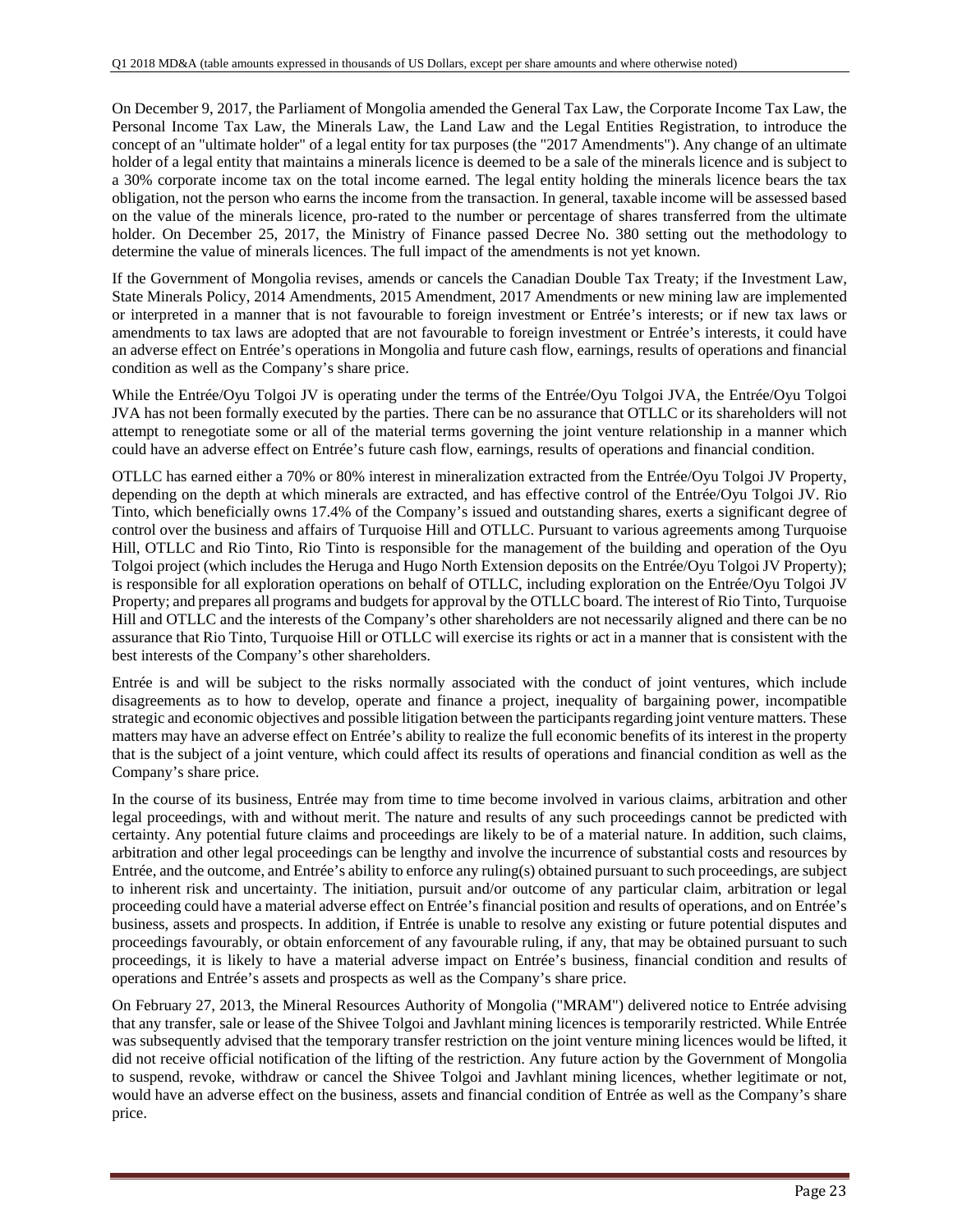On December 9, 2017, the Parliament of Mongolia amended the General Tax Law, the Corporate Income Tax Law, the Personal Income Tax Law, the Minerals Law, the Land Law and the Legal Entities Registration, to introduce the concept of an "ultimate holder" of a legal entity for tax purposes (the "2017 Amendments"). Any change of an ultimate holder of a legal entity that maintains a minerals licence is deemed to be a sale of the minerals licence and is subject to a 30% corporate income tax on the total income earned. The legal entity holding the minerals licence bears the tax obligation, not the person who earns the income from the transaction. In general, taxable income will be assessed based on the value of the minerals licence, pro-rated to the number or percentage of shares transferred from the ultimate holder. On December 25, 2017, the Ministry of Finance passed Decree No. 380 setting out the methodology to determine the value of minerals licences. The full impact of the amendments is not yet known.

If the Government of Mongolia revises, amends or cancels the Canadian Double Tax Treaty; if the Investment Law, State Minerals Policy, 2014 Amendments, 2015 Amendment, 2017 Amendments or new mining law are implemented or interpreted in a manner that is not favourable to foreign investment or Entrée's interests; or if new tax laws or amendments to tax laws are adopted that are not favourable to foreign investment or Entrée's interests, it could have an adverse effect on Entrée's operations in Mongolia and future cash flow, earnings, results of operations and financial condition as well as the Company's share price.

While the Entrée/Oyu Tolgoi JV is operating under the terms of the Entrée/Oyu Tolgoi JVA, the Entrée/Oyu Tolgoi JVA has not been formally executed by the parties. There can be no assurance that OTLLC or its shareholders will not attempt to renegotiate some or all of the material terms governing the joint venture relationship in a manner which could have an adverse effect on Entrée's future cash flow, earnings, results of operations and financial condition.

OTLLC has earned either a 70% or 80% interest in mineralization extracted from the Entrée/Oyu Tolgoi JV Property, depending on the depth at which minerals are extracted, and has effective control of the Entrée/Oyu Tolgoi JV. Rio Tinto, which beneficially owns 17.4% of the Company's issued and outstanding shares, exerts a significant degree of control over the business and affairs of Turquoise Hill and OTLLC. Pursuant to various agreements among Turquoise Hill, OTLLC and Rio Tinto, Rio Tinto is responsible for the management of the building and operation of the Oyu Tolgoi project (which includes the Heruga and Hugo North Extension deposits on the Entrée/Oyu Tolgoi JV Property); is responsible for all exploration operations on behalf of OTLLC, including exploration on the Entrée/Oyu Tolgoi JV Property; and prepares all programs and budgets for approval by the OTLLC board. The interest of Rio Tinto, Turquoise Hill and OTLLC and the interests of the Company's other shareholders are not necessarily aligned and there can be no assurance that Rio Tinto, Turquoise Hill or OTLLC will exercise its rights or act in a manner that is consistent with the best interests of the Company's other shareholders.

Entrée is and will be subject to the risks normally associated with the conduct of joint ventures, which include disagreements as to how to develop, operate and finance a project, inequality of bargaining power, incompatible strategic and economic objectives and possible litigation between the participants regarding joint venture matters. These matters may have an adverse effect on Entrée's ability to realize the full economic benefits of its interest in the property that is the subject of a joint venture, which could affect its results of operations and financial condition as well as the Company's share price.

In the course of its business, Entrée may from time to time become involved in various claims, arbitration and other legal proceedings, with and without merit. The nature and results of any such proceedings cannot be predicted with certainty. Any potential future claims and proceedings are likely to be of a material nature. In addition, such claims, arbitration and other legal proceedings can be lengthy and involve the incurrence of substantial costs and resources by Entrée, and the outcome, and Entrée's ability to enforce any ruling(s) obtained pursuant to such proceedings, are subject to inherent risk and uncertainty. The initiation, pursuit and/or outcome of any particular claim, arbitration or legal proceeding could have a material adverse effect on Entrée's financial position and results of operations, and on Entrée's business, assets and prospects. In addition, if Entrée is unable to resolve any existing or future potential disputes and proceedings favourably, or obtain enforcement of any favourable ruling, if any, that may be obtained pursuant to such proceedings, it is likely to have a material adverse impact on Entrée's business, financial condition and results of operations and Entrée's assets and prospects as well as the Company's share price.

On February 27, 2013, the Mineral Resources Authority of Mongolia ("MRAM") delivered notice to Entrée advising that any transfer, sale or lease of the Shivee Tolgoi and Javhlant mining licences is temporarily restricted. While Entrée was subsequently advised that the temporary transfer restriction on the joint venture mining licences would be lifted, it did not receive official notification of the lifting of the restriction. Any future action by the Government of Mongolia to suspend, revoke, withdraw or cancel the Shivee Tolgoi and Javhlant mining licences, whether legitimate or not, would have an adverse effect on the business, assets and financial condition of Entrée as well as the Company's share price.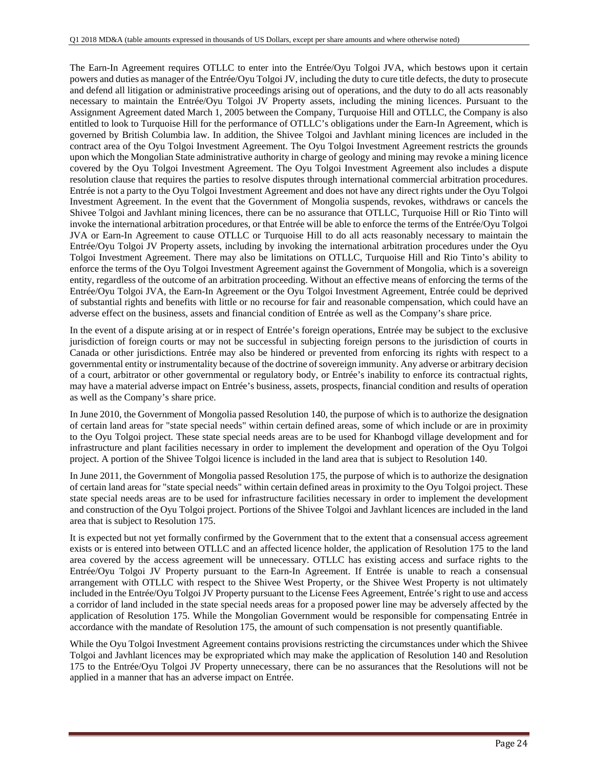The Earn-In Agreement requires OTLLC to enter into the Entrée/Oyu Tolgoi JVA, which bestows upon it certain powers and duties as manager of the Entrée/Oyu Tolgoi JV, including the duty to cure title defects, the duty to prosecute and defend all litigation or administrative proceedings arising out of operations, and the duty to do all acts reasonably necessary to maintain the Entrée/Oyu Tolgoi JV Property assets, including the mining licences. Pursuant to the Assignment Agreement dated March 1, 2005 between the Company, Turquoise Hill and OTLLC, the Company is also entitled to look to Turquoise Hill for the performance of OTLLC's obligations under the Earn-In Agreement, which is governed by British Columbia law. In addition, the Shivee Tolgoi and Javhlant mining licences are included in the contract area of the Oyu Tolgoi Investment Agreement. The Oyu Tolgoi Investment Agreement restricts the grounds upon which the Mongolian State administrative authority in charge of geology and mining may revoke a mining licence covered by the Oyu Tolgoi Investment Agreement. The Oyu Tolgoi Investment Agreement also includes a dispute resolution clause that requires the parties to resolve disputes through international commercial arbitration procedures. Entrée is not a party to the Oyu Tolgoi Investment Agreement and does not have any direct rights under the Oyu Tolgoi Investment Agreement. In the event that the Government of Mongolia suspends, revokes, withdraws or cancels the Shivee Tolgoi and Javhlant mining licences, there can be no assurance that OTLLC, Turquoise Hill or Rio Tinto will invoke the international arbitration procedures, or that Entrée will be able to enforce the terms of the Entrée/Oyu Tolgoi JVA or Earn-In Agreement to cause OTLLC or Turquoise Hill to do all acts reasonably necessary to maintain the Entrée/Oyu Tolgoi JV Property assets, including by invoking the international arbitration procedures under the Oyu Tolgoi Investment Agreement. There may also be limitations on OTLLC, Turquoise Hill and Rio Tinto's ability to enforce the terms of the Oyu Tolgoi Investment Agreement against the Government of Mongolia, which is a sovereign entity, regardless of the outcome of an arbitration proceeding. Without an effective means of enforcing the terms of the Entrée/Oyu Tolgoi JVA, the Earn-In Agreement or the Oyu Tolgoi Investment Agreement, Entrée could be deprived of substantial rights and benefits with little or no recourse for fair and reasonable compensation, which could have an adverse effect on the business, assets and financial condition of Entrée as well as the Company's share price.

In the event of a dispute arising at or in respect of Entrée's foreign operations, Entrée may be subject to the exclusive jurisdiction of foreign courts or may not be successful in subjecting foreign persons to the jurisdiction of courts in Canada or other jurisdictions. Entrée may also be hindered or prevented from enforcing its rights with respect to a governmental entity or instrumentality because of the doctrine of sovereign immunity. Any adverse or arbitrary decision of a court, arbitrator or other governmental or regulatory body, or Entrée's inability to enforce its contractual rights, may have a material adverse impact on Entrée's business, assets, prospects, financial condition and results of operation as well as the Company's share price.

In June 2010, the Government of Mongolia passed Resolution 140, the purpose of which is to authorize the designation of certain land areas for "state special needs" within certain defined areas, some of which include or are in proximity to the Oyu Tolgoi project. These state special needs areas are to be used for Khanbogd village development and for infrastructure and plant facilities necessary in order to implement the development and operation of the Oyu Tolgoi project. A portion of the Shivee Tolgoi licence is included in the land area that is subject to Resolution 140.

In June 2011, the Government of Mongolia passed Resolution 175, the purpose of which is to authorize the designation of certain land areas for "state special needs" within certain defined areas in proximity to the Oyu Tolgoi project. These state special needs areas are to be used for infrastructure facilities necessary in order to implement the development and construction of the Oyu Tolgoi project. Portions of the Shivee Tolgoi and Javhlant licences are included in the land area that is subject to Resolution 175.

It is expected but not yet formally confirmed by the Government that to the extent that a consensual access agreement exists or is entered into between OTLLC and an affected licence holder, the application of Resolution 175 to the land area covered by the access agreement will be unnecessary. OTLLC has existing access and surface rights to the Entrée/Oyu Tolgoi JV Property pursuant to the Earn-In Agreement. If Entrée is unable to reach a consensual arrangement with OTLLC with respect to the Shivee West Property, or the Shivee West Property is not ultimately included in the Entrée/Oyu Tolgoi JV Property pursuant to the License Fees Agreement, Entrée's right to use and access a corridor of land included in the state special needs areas for a proposed power line may be adversely affected by the application of Resolution 175. While the Mongolian Government would be responsible for compensating Entrée in accordance with the mandate of Resolution 175, the amount of such compensation is not presently quantifiable.

While the Oyu Tolgoi Investment Agreement contains provisions restricting the circumstances under which the Shivee Tolgoi and Javhlant licences may be expropriated which may make the application of Resolution 140 and Resolution 175 to the Entrée/Oyu Tolgoi JV Property unnecessary, there can be no assurances that the Resolutions will not be applied in a manner that has an adverse impact on Entrée.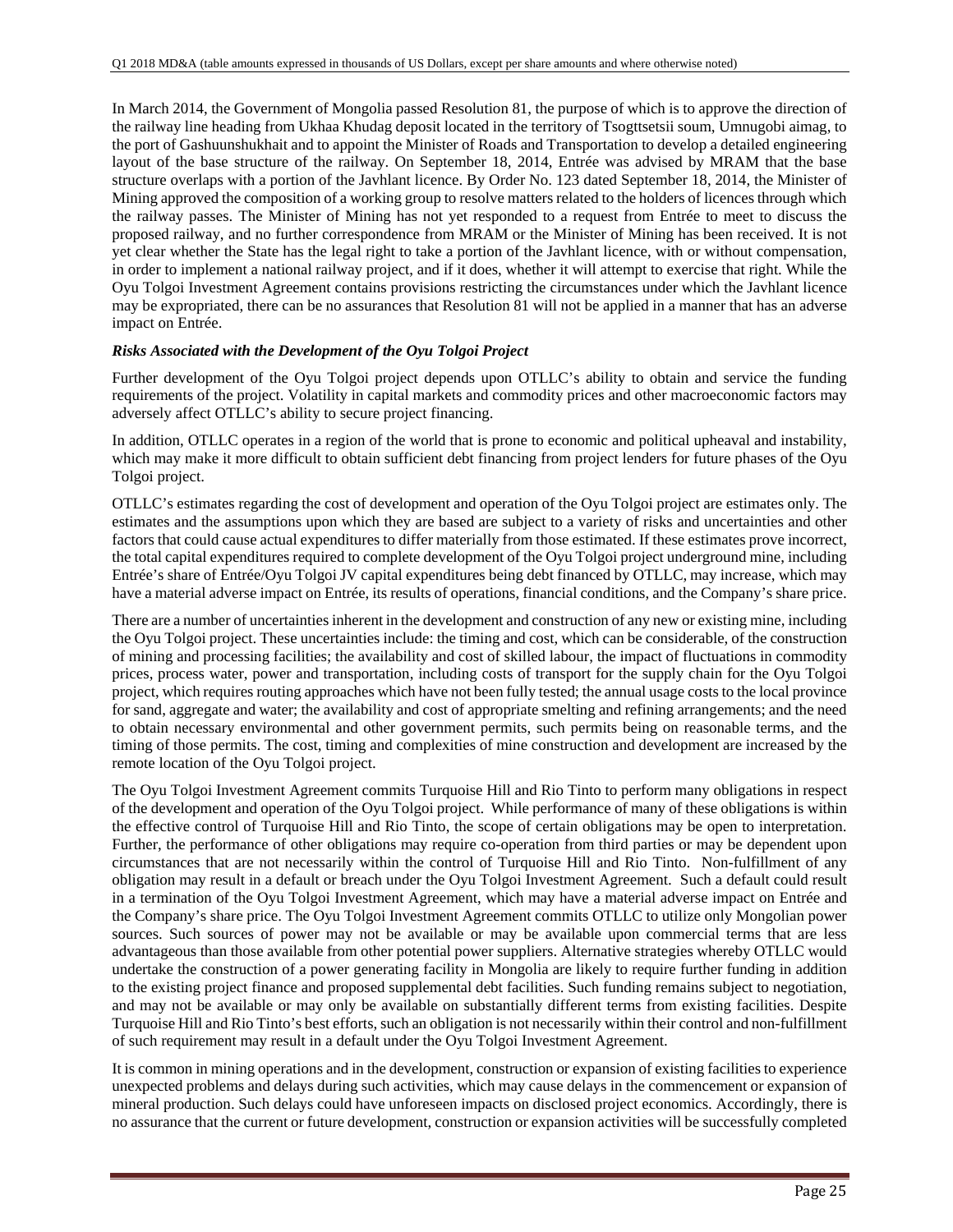In March 2014, the Government of Mongolia passed Resolution 81, the purpose of which is to approve the direction of the railway line heading from Ukhaa Khudag deposit located in the territory of Tsogttsetsii soum, Umnugobi aimag, to the port of Gashuunshukhait and to appoint the Minister of Roads and Transportation to develop a detailed engineering layout of the base structure of the railway. On September 18, 2014, Entrée was advised by MRAM that the base structure overlaps with a portion of the Javhlant licence. By Order No. 123 dated September 18, 2014, the Minister of Mining approved the composition of a working group to resolve matters related to the holders of licences through which the railway passes. The Minister of Mining has not yet responded to a request from Entrée to meet to discuss the proposed railway, and no further correspondence from MRAM or the Minister of Mining has been received. It is not yet clear whether the State has the legal right to take a portion of the Javhlant licence, with or without compensation, in order to implement a national railway project, and if it does, whether it will attempt to exercise that right. While the Oyu Tolgoi Investment Agreement contains provisions restricting the circumstances under which the Javhlant licence may be expropriated, there can be no assurances that Resolution 81 will not be applied in a manner that has an adverse impact on Entrée.

***Risks Associated with the Development of the Oyu Tolgoi Project***

Further development of the Oyu Tolgoi project depends upon OTLLC's ability to obtain and service the funding requirements of the project. Volatility in capital markets and commodity prices and other macroeconomic factors may adversely affect OTLLC's ability to secure project financing.

In addition, OTLLC operates in a region of the world that is prone to economic and political upheaval and instability, which may make it more difficult to obtain sufficient debt financing from project lenders for future phases of the Oyu Tolgoi project.

OTLLC's estimates regarding the cost of development and operation of the Oyu Tolgoi project are estimates only. The estimates and the assumptions upon which they are based are subject to a variety of risks and uncertainties and other factors that could cause actual expenditures to differ materially from those estimated. If these estimates prove incorrect, the total capital expenditures required to complete development of the Oyu Tolgoi project underground mine, including Entrée's share of Entrée/Oyu Tolgoi JV capital expenditures being debt financed by OTLLC, may increase, which may have a material adverse impact on Entrée, its results of operations, financial conditions, and the Company's share price.

There are a number of uncertainties inherent in the development and construction of any new or existing mine, including the Oyu Tolgoi project. These uncertainties include: the timing and cost, which can be considerable, of the construction of mining and processing facilities; the availability and cost of skilled labour, the impact of fluctuations in commodity prices, process water, power and transportation, including costs of transport for the supply chain for the Oyu Tolgoi project, which requires routing approaches which have not been fully tested; the annual usage costs to the local province for sand, aggregate and water; the availability and cost of appropriate smelting and refining arrangements; and the need to obtain necessary environmental and other government permits, such permits being on reasonable terms, and the timing of those permits. The cost, timing and complexities of mine construction and development are increased by the remote location of the Oyu Tolgoi project.

The Oyu Tolgoi Investment Agreement commits Turquoise Hill and Rio Tinto to perform many obligations in respect of the development and operation of the Oyu Tolgoi project. While performance of many of these obligations is within the effective control of Turquoise Hill and Rio Tinto, the scope of certain obligations may be open to interpretation. Further, the performance of other obligations may require co-operation from third parties or may be dependent upon circumstances that are not necessarily within the control of Turquoise Hill and Rio Tinto. Non-fulfillment of any obligation may result in a default or breach under the Oyu Tolgoi Investment Agreement. Such a default could result in a termination of the Oyu Tolgoi Investment Agreement, which may have a material adverse impact on Entrée and the Company's share price. The Oyu Tolgoi Investment Agreement commits OTLLC to utilize only Mongolian power sources. Such sources of power may not be available or may be available upon commercial terms that are less advantageous than those available from other potential power suppliers. Alternative strategies whereby OTLLC would undertake the construction of a power generating facility in Mongolia are likely to require further funding in addition to the existing project finance and proposed supplemental debt facilities. Such funding remains subject to negotiation, and may not be available or may only be available on substantially different terms from existing facilities. Despite Turquoise Hill and Rio Tinto's best efforts, such an obligation is not necessarily within their control and non-fulfillment of such requirement may result in a default under the Oyu Tolgoi Investment Agreement.

It is common in mining operations and in the development, construction or expansion of existing facilities to experience unexpected problems and delays during such activities, which may cause delays in the commencement or expansion of mineral production. Such delays could have unforeseen impacts on disclosed project economics. Accordingly, there is no assurance that the current or future development, construction or expansion activities will be successfully completed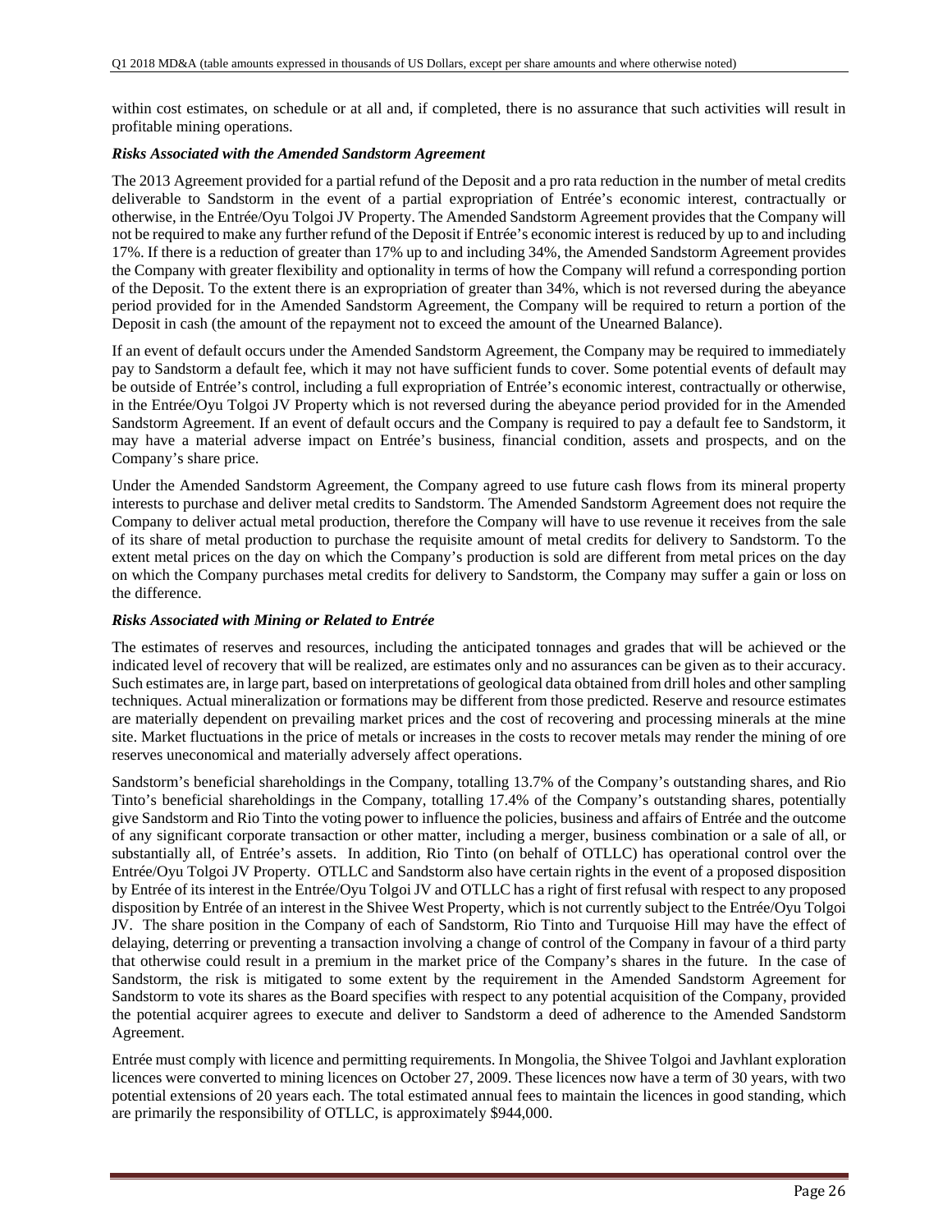within cost estimates, on schedule or at all and, if completed, there is no assurance that such activities will result in profitable mining operations.

***Risks Associated with the Amended Sandstorm Agreement***

The 2013 Agreement provided for a partial refund of the Deposit and a pro rata reduction in the number of metal credits deliverable to Sandstorm in the event of a partial expropriation of Entrée's economic interest, contractually or otherwise, in the Entrée/Oyu Tolgoi JV Property. The Amended Sandstorm Agreement provides that the Company will not be required to make any further refund of the Deposit if Entrée's economic interest is reduced by up to and including 17%. If there is a reduction of greater than 17% up to and including 34%, the Amended Sandstorm Agreement provides the Company with greater flexibility and optionality in terms of how the Company will refund a corresponding portion of the Deposit. To the extent there is an expropriation of greater than 34%, which is not reversed during the abeyance period provided for in the Amended Sandstorm Agreement, the Company will be required to return a portion of the Deposit in cash (the amount of the repayment not to exceed the amount of the Unearned Balance).

If an event of default occurs under the Amended Sandstorm Agreement, the Company may be required to immediately pay to Sandstorm a default fee, which it may not have sufficient funds to cover. Some potential events of default may be outside of Entrée's control, including a full expropriation of Entrée's economic interest, contractually or otherwise, in the Entrée/Oyu Tolgoi JV Property which is not reversed during the abeyance period provided for in the Amended Sandstorm Agreement. If an event of default occurs and the Company is required to pay a default fee to Sandstorm, it may have a material adverse impact on Entrée's business, financial condition, assets and prospects, and on the Company's share price.

Under the Amended Sandstorm Agreement, the Company agreed to use future cash flows from its mineral property interests to purchase and deliver metal credits to Sandstorm. The Amended Sandstorm Agreement does not require the Company to deliver actual metal production, therefore the Company will have to use revenue it receives from the sale of its share of metal production to purchase the requisite amount of metal credits for delivery to Sandstorm. To the extent metal prices on the day on which the Company's production is sold are different from metal prices on the day on which the Company purchases metal credits for delivery to Sandstorm, the Company may suffer a gain or loss on the difference.

***Risks Associated with Mining or Related to Entrée***

The estimates of reserves and resources, including the anticipated tonnages and grades that will be achieved or the indicated level of recovery that will be realized, are estimates only and no assurances can be given as to their accuracy. Such estimates are, in large part, based on interpretations of geological data obtained from drill holes and other sampling techniques. Actual mineralization or formations may be different from those predicted. Reserve and resource estimates are materially dependent on prevailing market prices and the cost of recovering and processing minerals at the mine site. Market fluctuations in the price of metals or increases in the costs to recover metals may render the mining of ore reserves uneconomical and materially adversely affect operations.

Sandstorm's beneficial shareholdings in the Company, totalling 13.7% of the Company's outstanding shares, and Rio Tinto's beneficial shareholdings in the Company, totalling 17.4% of the Company's outstanding shares, potentially give Sandstorm and Rio Tinto the voting power to influence the policies, business and affairs of Entrée and the outcome of any significant corporate transaction or other matter, including a merger, business combination or a sale of all, or substantially all, of Entrée's assets. In addition, Rio Tinto (on behalf of OTLLC) has operational control over the Entrée/Oyu Tolgoi JV Property. OTLLC and Sandstorm also have certain rights in the event of a proposed disposition by Entrée of its interest in the Entrée/Oyu Tolgoi JV and OTLLC has a right of first refusal with respect to any proposed disposition by Entrée of an interest in the Shivee West Property, which is not currently subject to the Entrée/Oyu Tolgoi JV. The share position in the Company of each of Sandstorm, Rio Tinto and Turquoise Hill may have the effect of delaying, deterring or preventing a transaction involving a change of control of the Company in favour of a third party that otherwise could result in a premium in the market price of the Company's shares in the future. In the case of Sandstorm, the risk is mitigated to some extent by the requirement in the Amended Sandstorm Agreement for Sandstorm to vote its shares as the Board specifies with respect to any potential acquisition of the Company, provided the potential acquirer agrees to execute and deliver to Sandstorm a deed of adherence to the Amended Sandstorm Agreement.

Entrée must comply with licence and permitting requirements. In Mongolia, the Shivee Tolgoi and Javhlant exploration licences were converted to mining licences on October 27, 2009. These licences now have a term of 30 years, with two potential extensions of 20 years each. The total estimated annual fees to maintain the licences in good standing, which are primarily the responsibility of OTLLC, is approximately $944,000.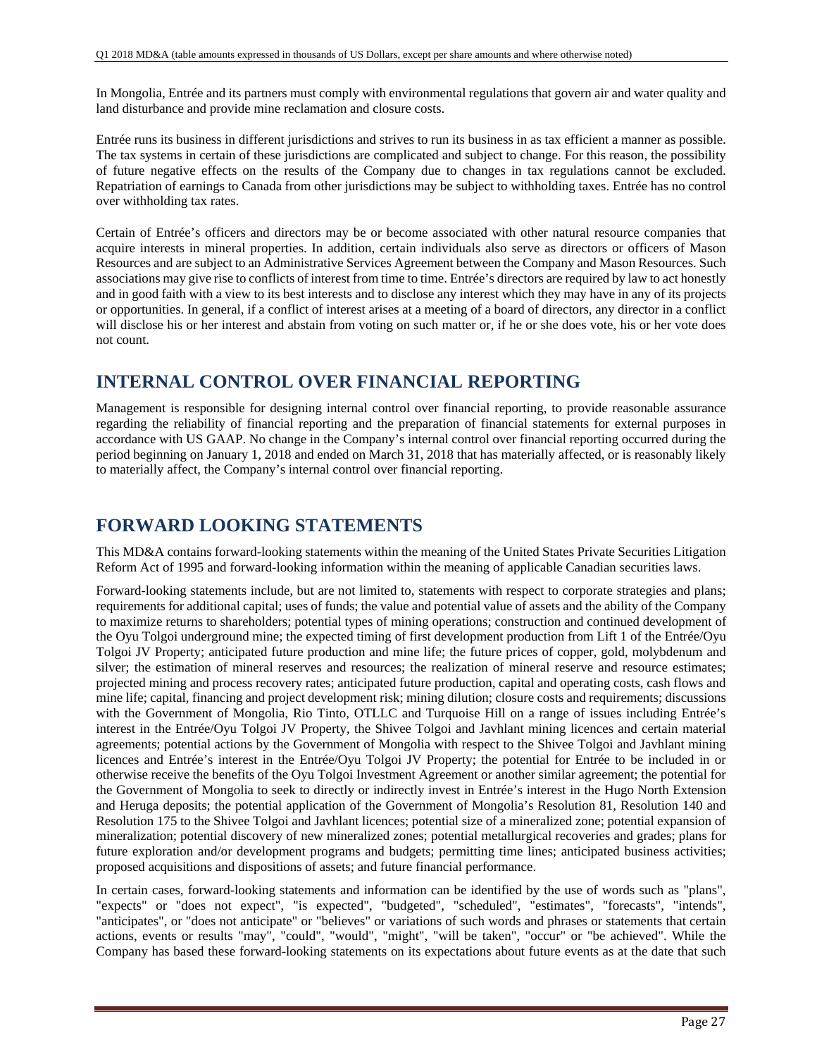In Mongolia, Entrée and its partners must comply with environmental regulations that govern air and water quality and land disturbance and provide mine reclamation and closure costs.

Entrée runs its business in different jurisdictions and strives to run its business in as tax efficient a manner as possible. The tax systems in certain of these jurisdictions are complicated and subject to change. For this reason, the possibility of future negative effects on the results of the Company due to changes in tax regulations cannot be excluded. Repatriation of earnings to Canada from other jurisdictions may be subject to withholding taxes. Entrée has no control over withholding tax rates.

Certain of Entrée's officers and directors may be or become associated with other natural resource companies that acquire interests in mineral properties. In addition, certain individuals also serve as directors or officers of Mason Resources and are subject to an Administrative Services Agreement between the Company and Mason Resources. Such associations may give rise to conflicts of interest from time to time. Entrée's directors are required by law to act honestly and in good faith with a view to its best interests and to disclose any interest which they may have in any of its projects or opportunities. In general, if a conflict of interest arises at a meeting of a board of directors, any director in a conflict will disclose his or her interest and abstain from voting on such matter or, if he or she does vote, his or her vote does not count.

## INTERNAL CONTROL OVER FINANCIAL REPORTING

Management is responsible for designing internal control over financial reporting, to provide reasonable assurance regarding the reliability of financial reporting and the preparation of financial statements for external purposes in accordance with US GAAP. No change in the Company's internal control over financial reporting occurred during the period beginning on January 1, 2018 and ended on March 31, 2018 that has materially affected, or is reasonably likely to materially affect, the Company's internal control over financial reporting.

## FORWARD LOOKING STATEMENTS

This MD&A contains forward-looking statements within the meaning of the United States Private Securities Litigation Reform Act of 1995 and forward-looking information within the meaning of applicable Canadian securities laws.

Forward-looking statements include, but are not limited to, statements with respect to corporate strategies and plans; requirements for additional capital; uses of funds; the value and potential value of assets and the ability of the Company to maximize returns to shareholders; potential types of mining operations; construction and continued development of the Oyu Tolgoi underground mine; the expected timing of first development production from Lift 1 of the Entrée/Oyu Tolgoi JV Property; anticipated future production and mine life; the future prices of copper, gold, molybdenum and silver; the estimation of mineral reserves and resources; the realization of mineral reserve and resource estimates; projected mining and process recovery rates; anticipated future production, capital and operating costs, cash flows and mine life; capital, financing and project development risk; mining dilution; closure costs and requirements; discussions with the Government of Mongolia, Rio Tinto, OTLLC and Turquoise Hill on a range of issues including Entrée's interest in the Entrée/Oyu Tolgoi JV Property, the Shivee Tolgoi and Javhlant mining licences and certain material agreements; potential actions by the Government of Mongolia with respect to the Shivee Tolgoi and Javhlant mining licences and Entrée's interest in the Entrée/Oyu Tolgoi JV Property; the potential for Entrée to be included in or otherwise receive the benefits of the Oyu Tolgoi Investment Agreement or another similar agreement; the potential for the Government of Mongolia to seek to directly or indirectly invest in Entrée's interest in the Hugo North Extension and Heruga deposits; the potential application of the Government of Mongolia's Resolution 81, Resolution 140 and Resolution 175 to the Shivee Tolgoi and Javhlant licences; potential size of a mineralized zone; potential expansion of mineralization; potential discovery of new mineralized zones; potential metallurgical recoveries and grades; plans for future exploration and/or development programs and budgets; permitting time lines; anticipated business activities; proposed acquisitions and dispositions of assets; and future financial performance.

In certain cases, forward-looking statements and information can be identified by the use of words such as "plans", "expects" or "does not expect", "is expected", "budgeted", "scheduled", "estimates", "forecasts", "intends", "anticipates", or "does not anticipate" or "believes" or variations of such words and phrases or statements that certain actions, events or results "may", "could", "would", "might", "will be taken", "occur" or "be achieved". While the Company has based these forward-looking statements on its expectations about future events as at the date that such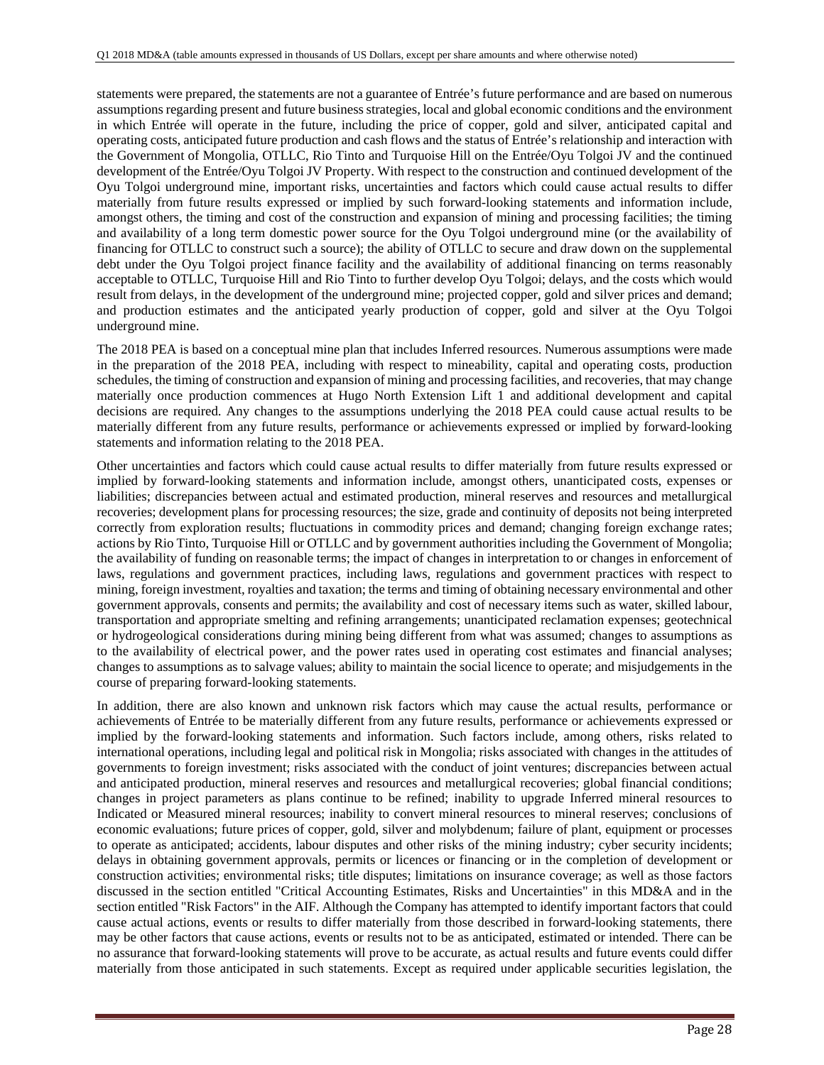statements were prepared, the statements are not a guarantee of Entrée's future performance and are based on numerous assumptions regarding present and future business strategies, local and global economic conditions and the environment in which Entrée will operate in the future, including the price of copper, gold and silver, anticipated capital and operating costs, anticipated future production and cash flows and the status of Entrée's relationship and interaction with the Government of Mongolia, OTLLC, Rio Tinto and Turquoise Hill on the Entrée/Oyu Tolgoi JV and the continued development of the Entrée/Oyu Tolgoi JV Property. With respect to the construction and continued development of the Oyu Tolgoi underground mine, important risks, uncertainties and factors which could cause actual results to differ materially from future results expressed or implied by such forward-looking statements and information include, amongst others, the timing and cost of the construction and expansion of mining and processing facilities; the timing and availability of a long term domestic power source for the Oyu Tolgoi underground mine (or the availability of financing for OTLLC to construct such a source); the ability of OTLLC to secure and draw down on the supplemental debt under the Oyu Tolgoi project finance facility and the availability of additional financing on terms reasonably acceptable to OTLLC, Turquoise Hill and Rio Tinto to further develop Oyu Tolgoi; delays, and the costs which would result from delays, in the development of the underground mine; projected copper, gold and silver prices and demand; and production estimates and the anticipated yearly production of copper, gold and silver at the Oyu Tolgoi underground mine.

The 2018 PEA is based on a conceptual mine plan that includes Inferred resources. Numerous assumptions were made in the preparation of the 2018 PEA, including with respect to mineability, capital and operating costs, production schedules, the timing of construction and expansion of mining and processing facilities, and recoveries, that may change materially once production commences at Hugo North Extension Lift 1 and additional development and capital decisions are required. Any changes to the assumptions underlying the 2018 PEA could cause actual results to be materially different from any future results, performance or achievements expressed or implied by forward-looking statements and information relating to the 2018 PEA.

Other uncertainties and factors which could cause actual results to differ materially from future results expressed or implied by forward-looking statements and information include, amongst others, unanticipated costs, expenses or liabilities; discrepancies between actual and estimated production, mineral reserves and resources and metallurgical recoveries; development plans for processing resources; the size, grade and continuity of deposits not being interpreted correctly from exploration results; fluctuations in commodity prices and demand; changing foreign exchange rates; actions by Rio Tinto, Turquoise Hill or OTLLC and by government authorities including the Government of Mongolia; the availability of funding on reasonable terms; the impact of changes in interpretation to or changes in enforcement of laws, regulations and government practices, including laws, regulations and government practices with respect to mining, foreign investment, royalties and taxation; the terms and timing of obtaining necessary environmental and other government approvals, consents and permits; the availability and cost of necessary items such as water, skilled labour, transportation and appropriate smelting and refining arrangements; unanticipated reclamation expenses; geotechnical or hydrogeological considerations during mining being different from what was assumed; changes to assumptions as to the availability of electrical power, and the power rates used in operating cost estimates and financial analyses; changes to assumptions as to salvage values; ability to maintain the social licence to operate; and misjudgements in the course of preparing forward-looking statements.

In addition, there are also known and unknown risk factors which may cause the actual results, performance or achievements of Entrée to be materially different from any future results, performance or achievements expressed or implied by the forward-looking statements and information. Such factors include, among others, risks related to international operations, including legal and political risk in Mongolia; risks associated with changes in the attitudes of governments to foreign investment; risks associated with the conduct of joint ventures; discrepancies between actual and anticipated production, mineral reserves and resources and metallurgical recoveries; global financial conditions; changes in project parameters as plans continue to be refined; inability to upgrade Inferred mineral resources to Indicated or Measured mineral resources; inability to convert mineral resources to mineral reserves; conclusions of economic evaluations; future prices of copper, gold, silver and molybdenum; failure of plant, equipment or processes to operate as anticipated; accidents, labour disputes and other risks of the mining industry; cyber security incidents; delays in obtaining government approvals, permits or licences or financing or in the completion of development or construction activities; environmental risks; title disputes; limitations on insurance coverage; as well as those factors discussed in the section entitled "Critical Accounting Estimates, Risks and Uncertainties" in this MD&A and in the section entitled "Risk Factors" in the AIF. Although the Company has attempted to identify important factors that could cause actual actions, events or results to differ materially from those described in forward-looking statements, there may be other factors that cause actions, events or results not to be as anticipated, estimated or intended. There can be no assurance that forward-looking statements will prove to be accurate, as actual results and future events could differ materially from those anticipated in such statements. Except as required under applicable securities legislation, the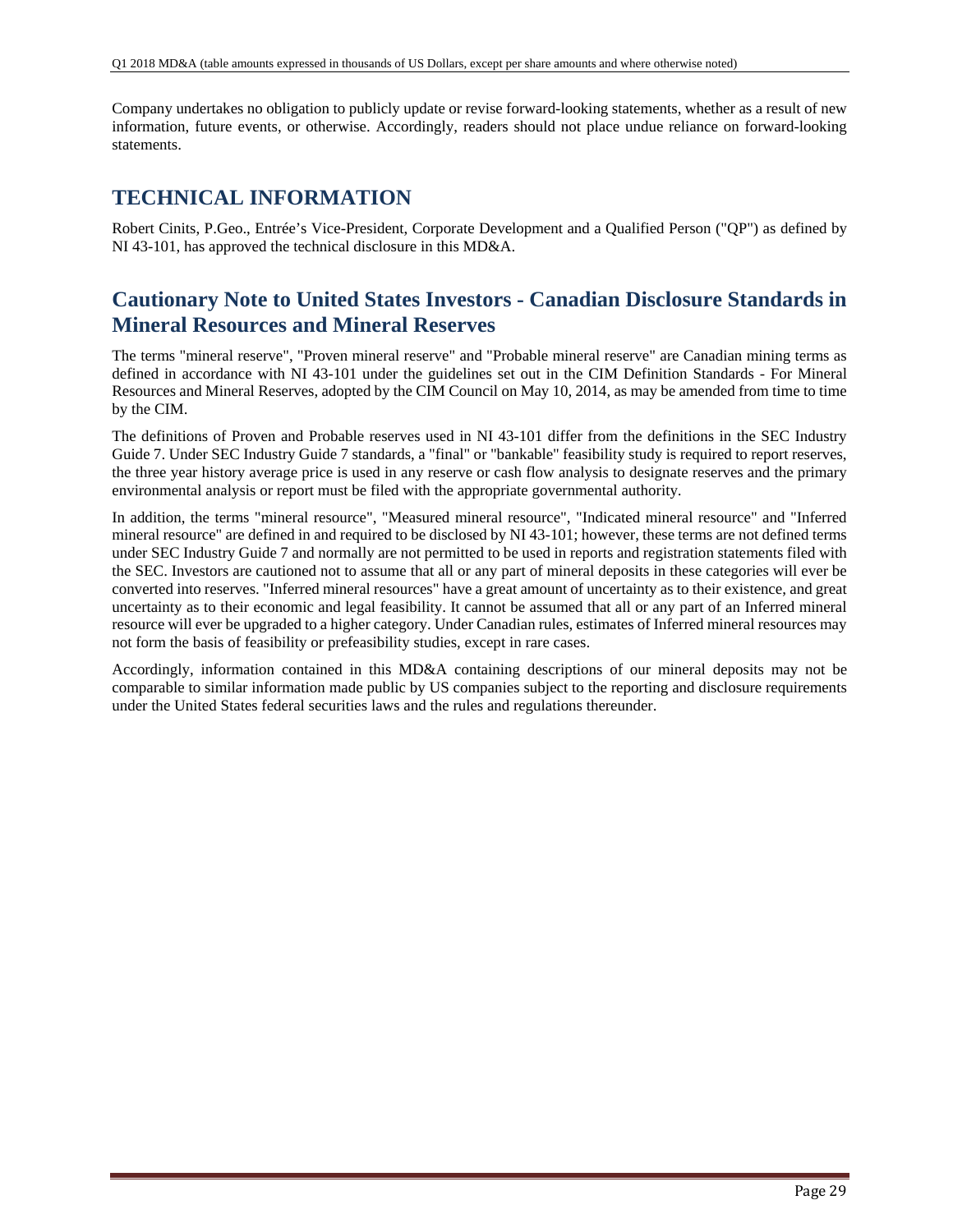Company undertakes no obligation to publicly update or revise forward-looking statements, whether as a result of new information, future events, or otherwise. Accordingly, readers should not place undue reliance on forward-looking statements.

# TECHNICAL INFORMATION

Robert Cinits, P.Geo., Entrée's Vice-President, Corporate Development and a Qualified Person ("QP") as defined by NI 43-101, has approved the technical disclosure in this MD&A.

## Cautionary Note to United States Investors - Canadian Disclosure Standards in Mineral Resources and Mineral Reserves

The terms "mineral reserve", "Proven mineral reserve" and "Probable mineral reserve" are Canadian mining terms as defined in accordance with NI 43-101 under the guidelines set out in the CIM Definition Standards - For Mineral Resources and Mineral Reserves, adopted by the CIM Council on May 10, 2014, as may be amended from time to time by the CIM.

The definitions of Proven and Probable reserves used in NI 43-101 differ from the definitions in the SEC Industry Guide 7. Under SEC Industry Guide 7 standards, a "final" or "bankable" feasibility study is required to report reserves, the three year history average price is used in any reserve or cash flow analysis to designate reserves and the primary environmental analysis or report must be filed with the appropriate governmental authority.

In addition, the terms "mineral resource", "Measured mineral resource", "Indicated mineral resource" and "Inferred mineral resource" are defined in and required to be disclosed by NI 43-101; however, these terms are not defined terms under SEC Industry Guide 7 and normally are not permitted to be used in reports and registration statements filed with the SEC. Investors are cautioned not to assume that all or any part of mineral deposits in these categories will ever be converted into reserves. "Inferred mineral resources" have a great amount of uncertainty as to their existence, and great uncertainty as to their economic and legal feasibility. It cannot be assumed that all or any part of an Inferred mineral resource will ever be upgraded to a higher category. Under Canadian rules, estimates of Inferred mineral resources may not form the basis of feasibility or prefeasibility studies, except in rare cases.

Accordingly, information contained in this MD&A containing descriptions of our mineral deposits may not be comparable to similar information made public by US companies subject to the reporting and disclosure requirements under the United States federal securities laws and the rules and regulations thereunder.